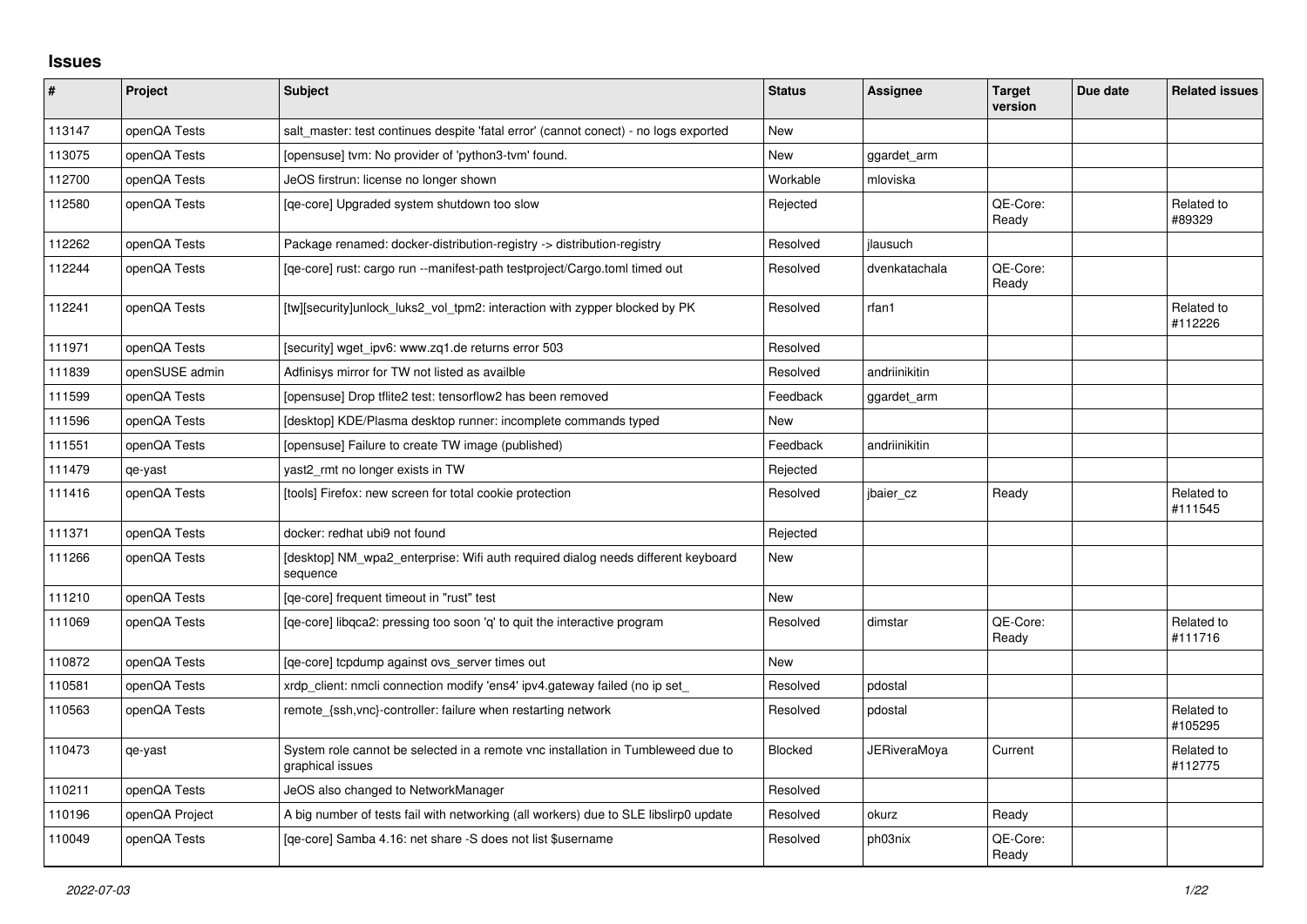## Issues

| # | Project | Subject | Status | Assignee | Target version | Due date | Related issues |
|---|---|---|---|---|---|---|---|
| 113147 | openQA Tests | salt_master: test continues despite 'fatal error' (cannot conect) - no logs exported | New | | | | |
| 113075 | openQA Tests | [opensuse] tvm: No provider of 'python3-tvm' found. | New | ggardet_arm | | | |
| 112700 | openQA Tests | JeOS firstrun: license no longer shown | Workable | mloviska | | | |
| 112580 | openQA Tests | [qe-core] Upgraded system shutdown too slow | Rejected | | QE-Core: Ready | | Related to #89329 |
| 112262 | openQA Tests | Package renamed: docker-distribution-registry -> distribution-registry | Resolved | jlausuch | | | |
| 112244 | openQA Tests | [qe-core] rust: cargo run --manifest-path testproject/Cargo.toml timed out | Resolved | dvenkatachala | QE-Core: Ready | | |
| 112241 | openQA Tests | [tw][security]unlock_luks2_vol_tpm2: interaction with zypper blocked by PK | Resolved | rfan1 | | | Related to #112226 |
| 111971 | openQA Tests | [security] wget_ipv6: www.zq1.de returns error 503 | Resolved | | | | |
| 111839 | openSUSE admin | Adfinisys mirror for TW not listed as availble | Resolved | andriinikitin | | | |
| 111599 | openQA Tests | [opensuse] Drop tflite2 test: tensorflow2 has been removed | Feedback | ggardet_arm | | | |
| 111596 | openQA Tests | [desktop] KDE/Plasma desktop runner: incomplete commands typed | New | | | | |
| 111551 | openQA Tests | [opensuse] Failure to create TW image (published) | Feedback | andriinikitin | | | |
| 111479 | qe-yast | yast2_rmt no longer exists in TW | Rejected | | | | |
| 111416 | openQA Tests | [tools] Firefox: new screen for total cookie protection | Resolved | jbaier_cz | Ready | | Related to #111545 |
| 111371 | openQA Tests | docker: redhat ubi9 not found | Rejected | | | | |
| 111266 | openQA Tests | [desktop] NM_wpa2_enterprise: Wifi auth required dialog needs different keyboard sequence | New | | | | |
| 111210 | openQA Tests | [qe-core] frequent timeout in "rust" test | New | | | | |
| 111069 | openQA Tests | [qe-core] libqca2: pressing too soon 'q' to quit the interactive program | Resolved | dimstar | QE-Core: Ready | | Related to #111716 |
| 110872 | openQA Tests | [qe-core] tcpdump against ovs_server times out | New | | | | |
| 110581 | openQA Tests | xrdp_client: nmcli connection modify 'ens4' ipv4.gateway failed (no ip set_ | Resolved | pdostal | | | |
| 110563 | openQA Tests | remote_{ssh,vnc}-controller: failure when restarting network | Resolved | pdostal | | | Related to #105295 |
| 110473 | qe-yast | System role cannot be selected in a remote vnc installation in Tumbleweed due to graphical issues | Blocked | JERiveraMoya | Current | | Related to #112775 |
| 110211 | openQA Tests | JeOS also changed to NetworkManager | Resolved | | | | |
| 110196 | openQA Project | A big number of tests fail with networking (all workers) due to SLE libslirp0 update | Resolved | okurz | Ready | | |
| 110049 | openQA Tests | [qe-core] Samba 4.16: net share -S does not list $username | Resolved | ph03nix | QE-Core: Ready | | |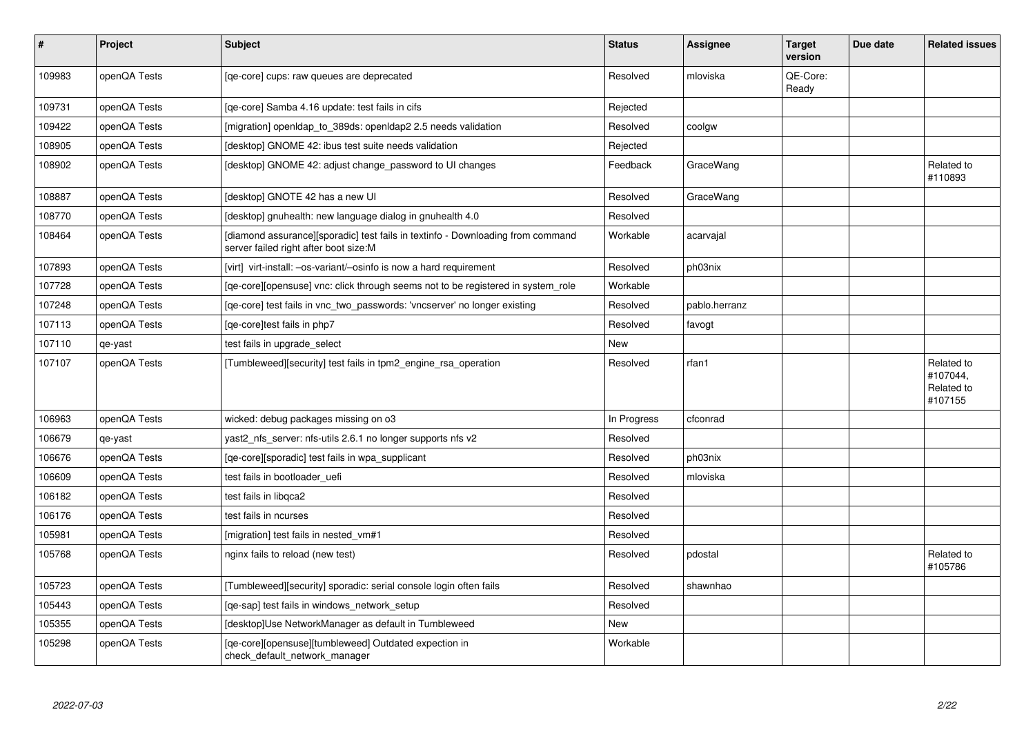| # | Project | Subject | Status | Assignee | Target version | Due date | Related issues |
|---|---|---|---|---|---|---|---|
| 109983 | openQA Tests | [qe-core] cups: raw queues are deprecated | Resolved | mloviska | QE-Core: Ready | | |
| 109731 | openQA Tests | [qe-core] Samba 4.16 update: test fails in cifs | Rejected | | | | |
| 109422 | openQA Tests | [migration] openldap_to_389ds: openldap2 2.5 needs validation | Resolved | coolgw | | | |
| 108905 | openQA Tests | [desktop] GNOME 42: ibus test suite needs validation | Rejected | | | | |
| 108902 | openQA Tests | [desktop] GNOME 42: adjust change_password to UI changes | Feedback | GraceWang | | | Related to #110893 |
| 108887 | openQA Tests | [desktop] GNOTE 42 has a new UI | Resolved | GraceWang | | | |
| 108770 | openQA Tests | [desktop] gnuhealth: new language dialog in gnuhealth 4.0 | Resolved | | | | |
| 108464 | openQA Tests | [diamond assurance][sporadic] test fails in textinfo - Downloading from command server failed right after boot size:M | Workable | acarvajal | | | |
| 107893 | openQA Tests | [virt] virt-install: –os-variant/–osinfo is now a hard requirement | Resolved | ph03nix | | | |
| 107728 | openQA Tests | [qe-core][opensuse] vnc: click through seems not to be registered in system_role | Workable | | | | |
| 107248 | openQA Tests | [qe-core] test fails in vnc_two_passwords: 'vncserver' no longer existing | Resolved | pablo.herranz | | | |
| 107113 | openQA Tests | [qe-core]test fails in php7 | Resolved | favogt | | | |
| 107110 | qe-yast | test fails in upgrade_select | New | | | | |
| 107107 | openQA Tests | [Tumbleweed][security] test fails in tpm2_engine_rsa_operation | Resolved | rfan1 | | | Related to #107044, Related to #107155 |
| 106963 | openQA Tests | wicked: debug packages missing on o3 | In Progress | cfconrad | | | |
| 106679 | qe-yast | yast2_nfs_server: nfs-utils 2.6.1 no longer supports nfs v2 | Resolved | | | | |
| 106676 | openQA Tests | [qe-core][sporadic] test fails in wpa_supplicant | Resolved | ph03nix | | | |
| 106609 | openQA Tests | test fails in bootloader_uefi | Resolved | mloviska | | | |
| 106182 | openQA Tests | test fails in libqca2 | Resolved | | | | |
| 106176 | openQA Tests | test fails in ncurses | Resolved | | | | |
| 105981 | openQA Tests | [migration] test fails in nested_vm#1 | Resolved | | | | |
| 105768 | openQA Tests | nginx fails to reload (new test) | Resolved | pdostal | | | Related to #105786 |
| 105723 | openQA Tests | [Tumbleweed][security] sporadic: serial console login often fails | Resolved | shawnhao | | | |
| 105443 | openQA Tests | [qe-sap] test fails in windows_network_setup | Resolved | | | | |
| 105355 | openQA Tests | [desktop]Use NetworkManager as default in Tumbleweed | New | | | | |
| 105298 | openQA Tests | [qe-core][opensuse][tumbleweed] Outdated expection in check_default_network_manager | Workable | | | | |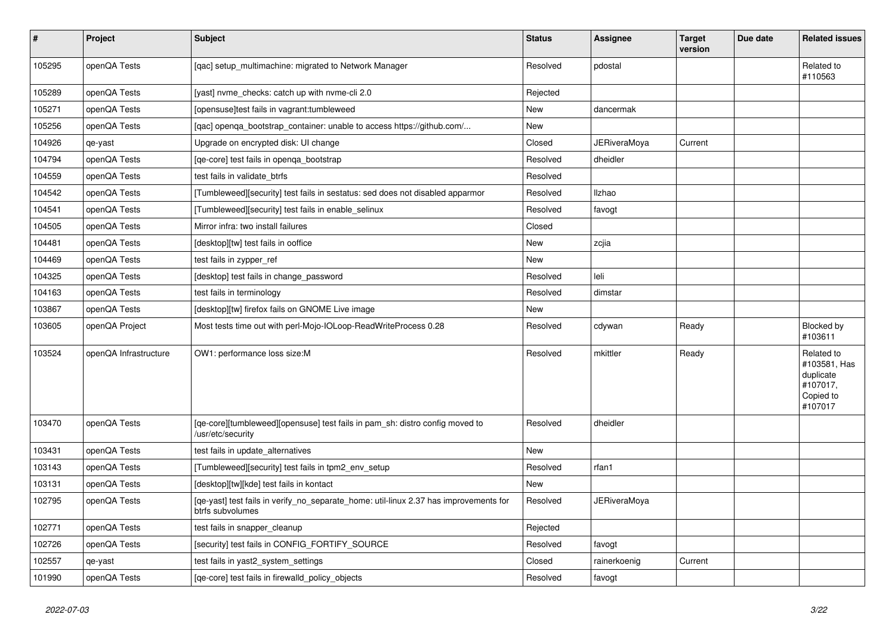| # | Project | Subject | Status | Assignee | Target version | Due date | Related issues |
|---|---|---|---|---|---|---|---|
| 105295 | openQA Tests | [qac] setup_multimachine: migrated to Network Manager | Resolved | pdostal | | | Related to #110563 |
| 105289 | openQA Tests | [yast] nvme_checks: catch up with nvme-cli 2.0 | Rejected | | | | |
| 105271 | openQA Tests | [opensuse]test fails in vagrant:tumbleweed | New | dancermak | | | |
| 105256 | openQA Tests | [qac] openqa_bootstrap_container: unable to access https://github.com/... | New | | | | |
| 104926 | qe-yast | Upgrade on encrypted disk: UI change | Closed | JERiveraMoya | Current | | |
| 104794 | openQA Tests | [qe-core] test fails in openqa_bootstrap | Resolved | dheidler | | | |
| 104559 | openQA Tests | test fails in validate_btrfs | Resolved | | | | |
| 104542 | openQA Tests | [Tumbleweed][security] test fails in sestatus: sed does not disabled apparmor | Resolved | llzhao | | | |
| 104541 | openQA Tests | [Tumbleweed][security] test fails in enable_selinux | Resolved | favogt | | | |
| 104505 | openQA Tests | Mirror infra: two install failures | Closed | | | | |
| 104481 | openQA Tests | [desktop][tw] test fails in ooffice | New | zcjia | | | |
| 104469 | openQA Tests | test fails in zypper_ref | New | | | | |
| 104325 | openQA Tests | [desktop] test fails in change_password | Resolved | leli | | | |
| 104163 | openQA Tests | test fails in terminology | Resolved | dimstar | | | |
| 103867 | openQA Tests | [desktop][tw] firefox fails on GNOME Live image | New | | | | |
| 103605 | openQA Project | Most tests time out with perl-Mojo-IOLoop-ReadWriteProcess 0.28 | Resolved | cdywan | Ready | | Blocked by #103611 |
| 103524 | openQA Infrastructure | OW1: performance loss size:M | Resolved | mkittler | Ready | | Related to #103581, Has duplicate #107017, Copied to #107017 |
| 103470 | openQA Tests | [qe-core][tumbleweed][opensuse] test fails in pam_sh: distro config moved to /usr/etc/security | Resolved | dheidler | | | |
| 103431 | openQA Tests | test fails in update_alternatives | New | | | | |
| 103143 | openQA Tests | [Tumbleweed][security] test fails in tpm2_env_setup | Resolved | rfan1 | | | |
| 103131 | openQA Tests | [desktop][tw][kde] test fails in kontact | New | | | | |
| 102795 | openQA Tests | [qe-yast] test fails in verify_no_separate_home: util-linux 2.37 has improvements for btrfs subvolumes | Resolved | JERiveraMoya | | | |
| 102771 | openQA Tests | test fails in snapper_cleanup | Rejected | | | | |
| 102726 | openQA Tests | [security] test fails in CONFIG_FORTIFY_SOURCE | Resolved | favogt | | | |
| 102557 | qe-yast | test fails in yast2_system_settings | Closed | rainerkoenig | Current | | |
| 101990 | openQA Tests | [qe-core] test fails in firewalld_policy_objects | Resolved | favogt | | | |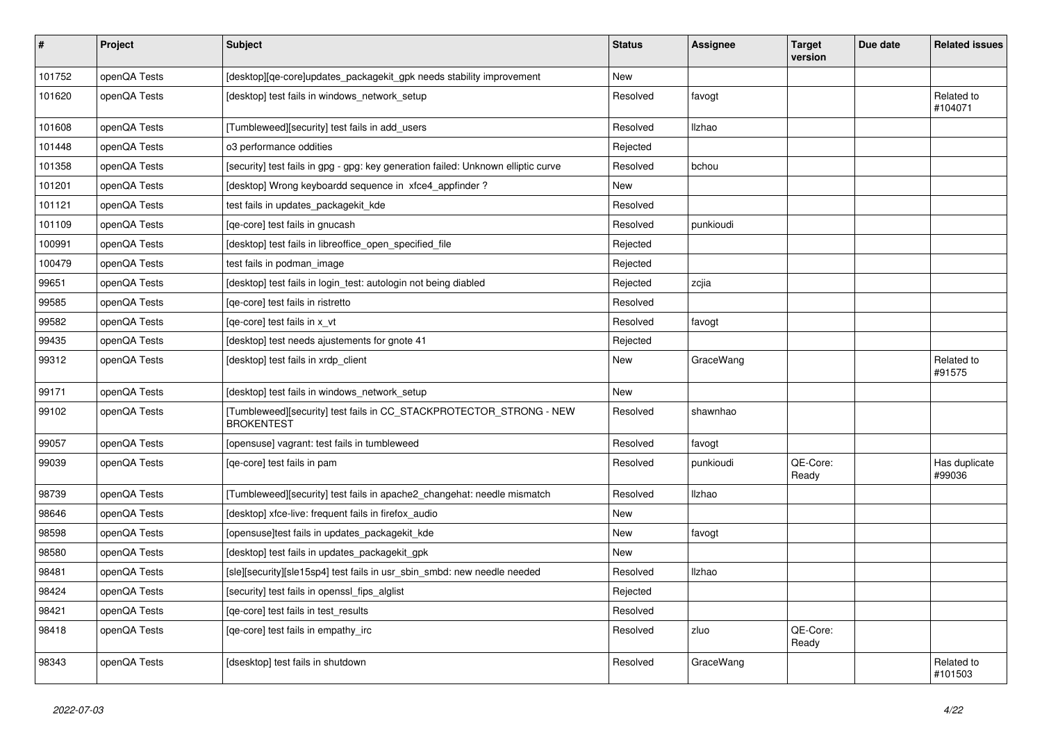| # | Project | Subject | Status | Assignee | Target version | Due date | Related issues |
|---|---|---|---|---|---|---|---|
| 101752 | openQA Tests | [desktop][qe-core]updates_packagekit_gpk needs stability improvement | New | | | | |
| 101620 | openQA Tests | [desktop] test fails in windows_network_setup | Resolved | favogt | | | Related to #104071 |
| 101608 | openQA Tests | [Tumbleweed][security] test fails in add_users | Resolved | llzhao | | | |
| 101448 | openQA Tests | o3 performance oddities | Rejected | | | | |
| 101358 | openQA Tests | [security] test fails in gpg - gpg: key generation failed: Unknown elliptic curve | Resolved | bchou | | | |
| 101201 | openQA Tests | [desktop] Wrong keyboardd sequence in xfce4_appfinder ? | New | | | | |
| 101121 | openQA Tests | test fails in updates_packagekit_kde | Resolved | | | | |
| 101109 | openQA Tests | [qe-core] test fails in gnucash | Resolved | punkioudi | | | |
| 100991 | openQA Tests | [desktop] test fails in libreoffice_open_specified_file | Rejected | | | | |
| 100479 | openQA Tests | test fails in podman_image | Rejected | | | | |
| 99651 | openQA Tests | [desktop] test fails in login_test: autologin not being diabled | Rejected | zcjia | | | |
| 99585 | openQA Tests | [qe-core] test fails in ristretto | Resolved | | | | |
| 99582 | openQA Tests | [qe-core] test fails in x_vt | Resolved | favogt | | | |
| 99435 | openQA Tests | [desktop] test needs ajustements for gnote 41 | Rejected | | | | |
| 99312 | openQA Tests | [desktop] test fails in xrdp_client | New | GraceWang | | | Related to #91575 |
| 99171 | openQA Tests | [desktop] test fails in windows_network_setup | New | | | | |
| 99102 | openQA Tests | [Tumbleweed][security] test fails in CC_STACKPROTECTOR_STRONG - NEW BROKENTEST | Resolved | shawnhao | | | |
| 99057 | openQA Tests | [opensuse] vagrant: test fails in tumbleweed | Resolved | favogt | | | |
| 99039 | openQA Tests | [qe-core] test fails in pam | Resolved | punkioudi | QE-Core: Ready | | Has duplicate #99036 |
| 98739 | openQA Tests | [Tumbleweed][security] test fails in apache2_changehat: needle mismatch | Resolved | llzhao | | | |
| 98646 | openQA Tests | [desktop] xfce-live: frequent fails in firefox_audio | New | | | | |
| 98598 | openQA Tests | [opensuse]test fails in updates_packagekit_kde | New | favogt | | | |
| 98580 | openQA Tests | [desktop] test fails in updates_packagekit_gpk | New | | | | |
| 98481 | openQA Tests | [sle][security][sle15sp4] test fails in usr_sbin_smbd: new needle needed | Resolved | llzhao | | | |
| 98424 | openQA Tests | [security] test fails in openssl_fips_alglist | Rejected | | | | |
| 98421 | openQA Tests | [qe-core] test fails in test_results | Resolved | | | | |
| 98418 | openQA Tests | [qe-core] test fails in empathy_irc | Resolved | zluo | QE-Core: Ready | | |
| 98343 | openQA Tests | [dsesktop] test fails in shutdown | Resolved | GraceWang | | | Related to #101503 |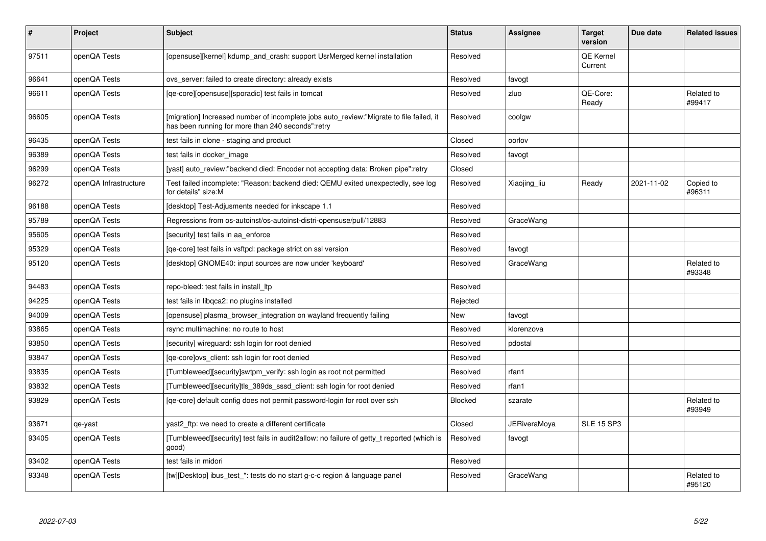| # | Project | Subject | Status | Assignee | Target version | Due date | Related issues |
|---|---|---|---|---|---|---|---|
| 97511 | openQA Tests | [opensuse][kernel] kdump_and_crash: support UsrMerged kernel installation | Resolved | | QE Kernel Current | | |
| 96641 | openQA Tests | ovs_server: failed to create directory: already exists | Resolved | favogt | | | |
| 96611 | openQA Tests | [qe-core][opensuse][sporadic] test fails in tomcat | Resolved | zluo | QE-Core: Ready | | Related to #99417 |
| 96605 | openQA Tests | [migration] Increased number of incomplete jobs auto_review:"Migrate to file failed, it has been running for more than 240 seconds":retry | Resolved | coolgw | | | |
| 96435 | openQA Tests | test fails in clone - staging and product | Closed | oorlov | | | |
| 96389 | openQA Tests | test fails in docker_image | Resolved | favogt | | | |
| 96299 | openQA Tests | [yast] auto_review:"backend died: Encoder not accepting data: Broken pipe":retry | Closed | | | | |
| 96272 | openQA Infrastructure | Test failed incomplete: "Reason: backend died: QEMU exited unexpectedly, see log for details" size:M | Resolved | Xiaojing_liu | Ready | 2021-11-02 | Copied to #96311 |
| 96188 | openQA Tests | [desktop] Test-Adjusments needed for inkscape 1.1 | Resolved | | | | |
| 95789 | openQA Tests | Regressions from os-autoinst/os-autoinst-distri-opensuse/pull/12883 | Resolved | GraceWang | | | |
| 95605 | openQA Tests | [security] test fails in aa_enforce | Resolved | | | | |
| 95329 | openQA Tests | [qe-core] test fails in vsftpd: package strict on ssl version | Resolved | favogt | | | |
| 95120 | openQA Tests | [desktop] GNOME40: input sources are now under 'keyboard' | Resolved | GraceWang | | | Related to #93348 |
| 94483 | openQA Tests | repo-bleed: test fails in install_ltp | Resolved | | | | |
| 94225 | openQA Tests | test fails in libqca2: no plugins installed | Rejected | | | | |
| 94009 | openQA Tests | [opensuse] plasma_browser_integration on wayland frequently failing | New | favogt | | | |
| 93865 | openQA Tests | rsync multimachine: no route to host | Resolved | klorenzova | | | |
| 93850 | openQA Tests | [security] wireguard: ssh login for root denied | Resolved | pdostal | | | |
| 93847 | openQA Tests | [qe-core]ovs_client: ssh login for root denied | Resolved | | | | |
| 93835 | openQA Tests | [Tumbleweed][security]swtpm_verify: ssh login as root not permitted | Resolved | rfan1 | | | |
| 93832 | openQA Tests | [Tumbleweed][security]tls_389ds_sssd_client: ssh login for root denied | Resolved | rfan1 | | | |
| 93829 | openQA Tests | [qe-core] default config does not permit password-login for root over ssh | Blocked | szarate | | | Related to #93949 |
| 93671 | qe-yast | yast2_ftp: we need to create a different certificate | Closed | JERiveraMoya | SLE 15 SP3 | | |
| 93405 | openQA Tests | [Tumbleweed][security] test fails in audit2allow: no failure of getty_t reported (which is good) | Resolved | favogt | | | |
| 93402 | openQA Tests | test fails in midori | Resolved | | | | |
| 93348 | openQA Tests | [tw][Desktop] ibus_test_*: tests do no start g-c-c region & language panel | Resolved | GraceWang | | | Related to #95120 |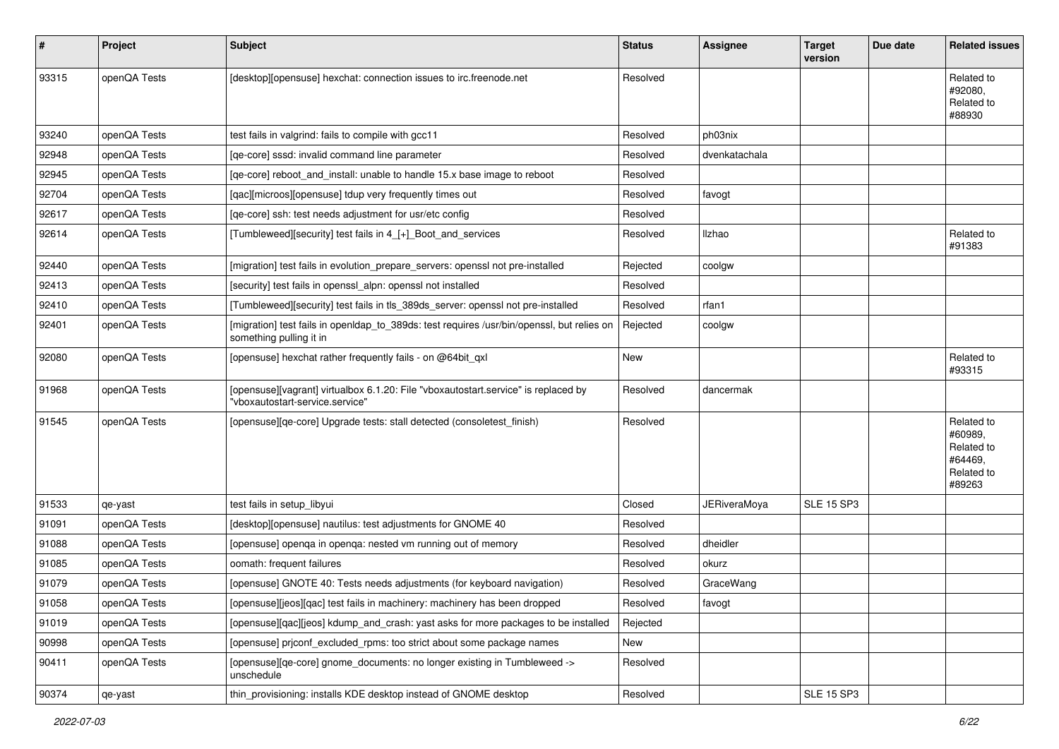| # | Project | Subject | Status | Assignee | Target version | Due date | Related issues |
|---|---|---|---|---|---|---|---|
| 93315 | openQA Tests | [desktop][opensuse] hexchat: connection issues to irc.freenode.net | Resolved | | | | Related to #92080, Related to #88930 |
| 93240 | openQA Tests | test fails in valgrind: fails to compile with gcc11 | Resolved | ph03nix | | | |
| 92948 | openQA Tests | [qe-core] sssd: invalid command line parameter | Resolved | dvenkatachala | | | |
| 92945 | openQA Tests | [qe-core] reboot_and_install: unable to handle 15.x base image to reboot | Resolved | | | | |
| 92704 | openQA Tests | [qac][microos][opensuse] tdup very frequently times out | Resolved | favogt | | | |
| 92617 | openQA Tests | [qe-core] ssh: test needs adjustment for usr/etc config | Resolved | | | | |
| 92614 | openQA Tests | [Tumbleweed][security] test fails in 4_[+]_Boot_and_services | Resolved | llzhao | | | Related to #91383 |
| 92440 | openQA Tests | [migration] test fails in evolution_prepare_servers: openssl not pre-installed | Rejected | coolgw | | | |
| 92413 | openQA Tests | [security] test fails in openssl_alpn: openssl not installed | Resolved | | | | |
| 92410 | openQA Tests | [Tumbleweed][security] test fails in tls_389ds_server: openssl not pre-installed | Resolved | rfan1 | | | |
| 92401 | openQA Tests | [migration] test fails in openldap_to_389ds: test requires /usr/bin/openssl, but relies on something pulling it in | Rejected | coolgw | | | |
| 92080 | openQA Tests | [opensuse] hexchat rather frequently fails - on @64bit_qxl | New | | | | Related to #93315 |
| 91968 | openQA Tests | [opensuse][vagrant] virtualbox 6.1.20: File "vboxautostart.service" is replaced by "vboxautostart-service.service" | Resolved | dancermak | | | |
| 91545 | openQA Tests | [opensuse][qe-core] Upgrade tests: stall detected (consoletest_finish) | Resolved | | | | Related to #60989, Related to #64469, Related to #89263 |
| 91533 | qe-yast | test fails in setup_libyui | Closed | JERiveraMoya | SLE 15 SP3 | | |
| 91091 | openQA Tests | [desktop][opensuse] nautilus: test adjustments for GNOME 40 | Resolved | | | | |
| 91088 | openQA Tests | [opensuse] openqa in openqa: nested vm running out of memory | Resolved | dheidler | | | |
| 91085 | openQA Tests | oomath: frequent failures | Resolved | okurz | | | |
| 91079 | openQA Tests | [opensuse] GNOTE 40: Tests needs adjustments (for keyboard navigation) | Resolved | GraceWang | | | |
| 91058 | openQA Tests | [opensuse][jeos][qac] test fails in machinery: machinery has been dropped | Resolved | favogt | | | |
| 91019 | openQA Tests | [opensuse][qac][jeos] kdump_and_crash: yast asks for more packages to be installed | Rejected | | | | |
| 90998 | openQA Tests | [opensuse] prjconf_excluded_rpms: too strict about some package names | New | | | | |
| 90411 | openQA Tests | [opensuse][qe-core] gnome_documents: no longer existing in Tumbleweed -> unschedule | Resolved | | | | |
| 90374 | qe-yast | thin_provisioning: installs KDE desktop instead of GNOME desktop | Resolved | | SLE 15 SP3 | | |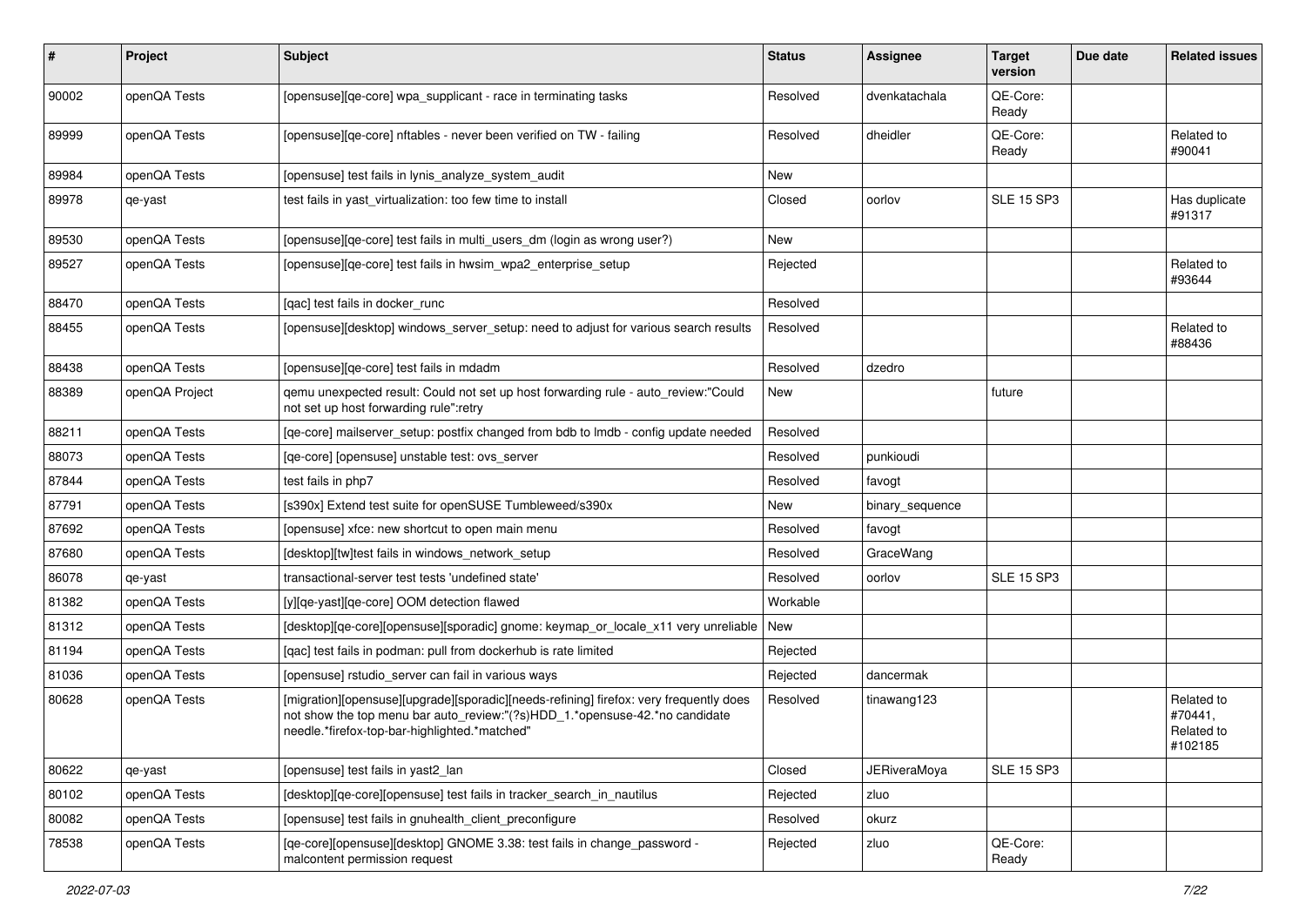| # | Project | Subject | Status | Assignee | Target version | Due date | Related issues |
|---|---|---|---|---|---|---|---|
| 90002 | openQA Tests | [opensuse][qe-core] wpa_supplicant - race in terminating tasks | Resolved | dvenkatachala | QE-Core: Ready | | |
| 89999 | openQA Tests | [opensuse][qe-core] nftables - never been verified on TW - failing | Resolved | dheidler | QE-Core: Ready | | Related to #90041 |
| 89984 | openQA Tests | [opensuse] test fails in lynis_analyze_system_audit | New | | | | |
| 89978 | qe-yast | test fails in yast_virtualization: too few time to install | Closed | oorlov | SLE 15 SP3 | | Has duplicate #91317 |
| 89530 | openQA Tests | [opensuse][qe-core] test fails in multi_users_dm (login as wrong user?) | New | | | | |
| 89527 | openQA Tests | [opensuse][qe-core] test fails in hwsim_wpa2_enterprise_setup | Rejected | | | | Related to #93644 |
| 88470 | openQA Tests | [qac] test fails in docker_runc | Resolved | | | | |
| 88455 | openQA Tests | [opensuse][desktop] windows_server_setup: need to adjust for various search results | Resolved | | | | Related to #88436 |
| 88438 | openQA Tests | [opensuse][qe-core] test fails in mdadm | Resolved | dzedro | | | |
| 88389 | openQA Project | qemu unexpected result: Could not set up host forwarding rule - auto_review:"Could not set up host forwarding rule":retry | New | | future | | |
| 88211 | openQA Tests | [qe-core] mailserver_setup: postfix changed from bdb to lmdb - config update needed | Resolved | | | | |
| 88073 | openQA Tests | [qe-core] [opensuse] unstable test: ovs_server | Resolved | punkioudi | | | |
| 87844 | openQA Tests | test fails in php7 | Resolved | favogt | | | |
| 87791 | openQA Tests | [s390x] Extend test suite for openSUSE Tumbleweed/s390x | New | binary_sequence | | | |
| 87692 | openQA Tests | [opensuse] xfce: new shortcut to open main menu | Resolved | favogt | | | |
| 87680 | openQA Tests | [desktop][tw]test fails in windows_network_setup | Resolved | GraceWang | | | |
| 86078 | qe-yast | transactional-server test tests 'undefined state' | Resolved | oorlov | SLE 15 SP3 | | |
| 81382 | openQA Tests | [y][qe-yast][qe-core] OOM detection flawed | Workable | | | | |
| 81312 | openQA Tests | [desktop][qe-core][opensuse][sporadic] gnome: keymap_or_locale_x11 very unreliable | New | | | | |
| 81194 | openQA Tests | [qac] test fails in podman: pull from dockerhub is rate limited | Rejected | | | | |
| 81036 | openQA Tests | [opensuse] rstudio_server can fail in various ways | Rejected | dancermak | | | |
| 80628 | openQA Tests | [migration][opensuse][upgrade][sporadic][needs-refining] firefox: very frequently does not show the top menu bar auto_review:"(?s)HDD_1.*opensuse-42.*no candidate needle.*firefox-top-bar-highlighted.*matched" | Resolved | tinawang123 | | | Related to #70441, Related to #102185 |
| 80622 | qe-yast | [opensuse] test fails in yast2_lan | Closed | JERiveraMoya | SLE 15 SP3 | | |
| 80102 | openQA Tests | [desktop][qe-core][opensuse] test fails in tracker_search_in_nautilus | Rejected | zluo | | | |
| 80082 | openQA Tests | [opensuse] test fails in gnuhealth_client_preconfigure | Resolved | okurz | | | |
| 78538 | openQA Tests | [qe-core][opensuse][desktop] GNOME 3.38: test fails in change_password - malcontent permission request | Rejected | zluo | QE-Core: Ready | | |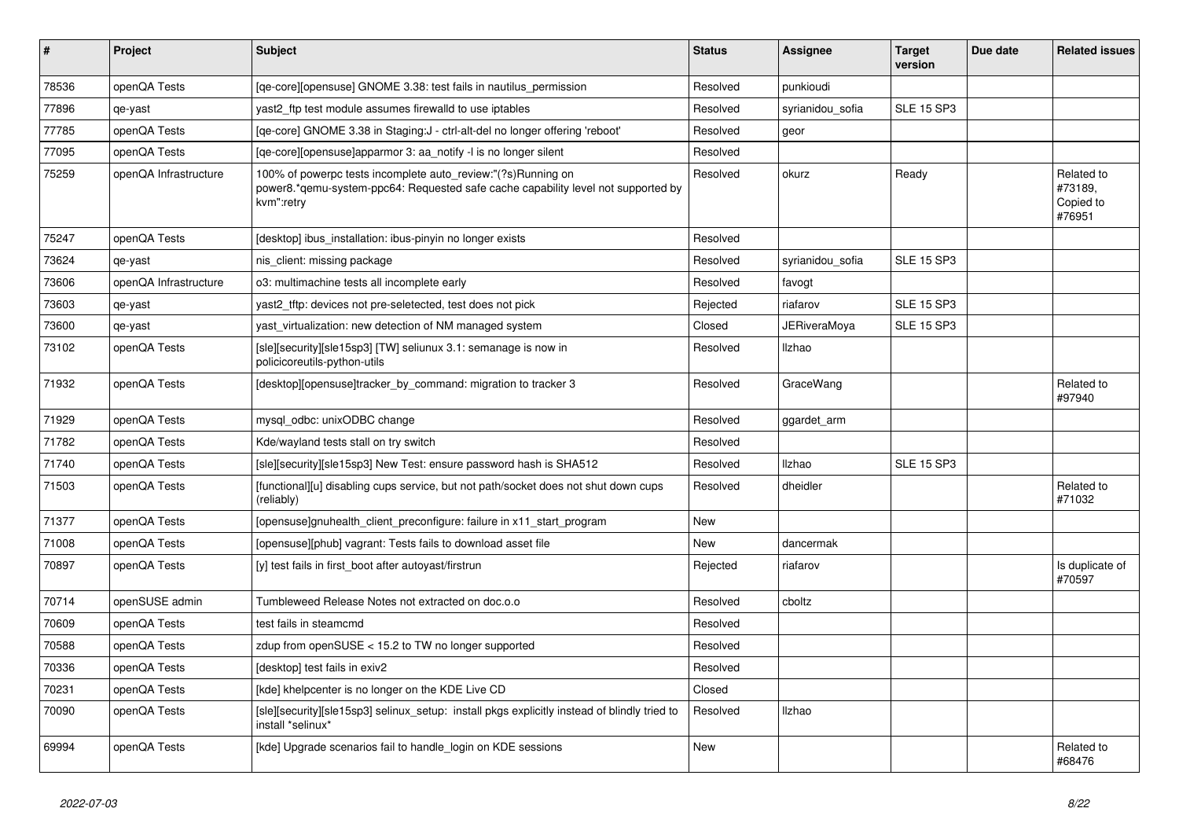| # | Project | Subject | Status | Assignee | Target version | Due date | Related issues |
|---|---|---|---|---|---|---|---|
| 78536 | openQA Tests | [qe-core][opensuse] GNOME 3.38: test fails in nautilus_permission | Resolved | punkioudi | | | |
| 77896 | qe-yast | yast2_ftp test module assumes firewalld to use iptables | Resolved | syrianidou_sofia | SLE 15 SP3 | | |
| 77785 | openQA Tests | [qe-core] GNOME 3.38 in Staging:J - ctrl-alt-del no longer offering 'reboot' | Resolved | geor | | | |
| 77095 | openQA Tests | [qe-core][opensuse]apparmor 3: aa_notify -l is no longer silent | Resolved | | | | |
| 75259 | openQA Infrastructure | 100% of powerpc tests incomplete auto_review:"(?s)Running on power8.*qemu-system-ppc64: Requested safe cache capability level not supported by kvm":retry | Resolved | okurz | Ready | | Related to #73189, Copied to #76951 |
| 75247 | openQA Tests | [desktop] ibus_installation: ibus-pinyin no longer exists | Resolved | | | | |
| 73624 | qe-yast | nis_client: missing package | Resolved | syrianidou_sofia | SLE 15 SP3 | | |
| 73606 | openQA Infrastructure | o3: multimachine tests all incomplete early | Resolved | favogt | | | |
| 73603 | qe-yast | yast2_tftp: devices not pre-seletected, test does not pick | Rejected | riafarov | SLE 15 SP3 | | |
| 73600 | qe-yast | yast_virtualization: new detection of NM managed system | Closed | JERiveraMoya | SLE 15 SP3 | | |
| 73102 | openQA Tests | [sle][security][sle15sp3] [TW] seliunux 3.1: semanage is now in policicoreutils-python-utils | Resolved | llzhao | | | |
| 71932 | openQA Tests | [desktop][opensuse]tracker_by_command: migration to tracker 3 | Resolved | GraceWang | | | Related to #97940 |
| 71929 | openQA Tests | mysql_odbc: unixODBC change | Resolved | ggardet_arm | | | |
| 71782 | openQA Tests | Kde/wayland tests stall on try switch | Resolved | | | | |
| 71740 | openQA Tests | [sle][security][sle15sp3] New Test: ensure password hash is SHA512 | Resolved | llzhao | SLE 15 SP3 | | |
| 71503 | openQA Tests | [functional][u] disabling cups service, but not path/socket does not shut down cups (reliably) | Resolved | dheidler | | | Related to #71032 |
| 71377 | openQA Tests | [opensuse]gnuhealth_client_preconfigure: failure in x11_start_program | New | | | | |
| 71008 | openQA Tests | [opensuse][phub] vagrant: Tests fails to download asset file | New | dancermak | | | |
| 70897 | openQA Tests | [y] test fails in first_boot after autoyast/firstrun | Rejected | riafarov | | | Is duplicate of #70597 |
| 70714 | openSUSE admin | Tumbleweed Release Notes not extracted on doc.o.o | Resolved | cboltz | | | |
| 70609 | openQA Tests | test fails in steamcmd | Resolved | | | | |
| 70588 | openQA Tests | zdup from openSUSE < 15.2 to TW no longer supported | Resolved | | | | |
| 70336 | openQA Tests | [desktop] test fails in exiv2 | Resolved | | | | |
| 70231 | openQA Tests | [kde] khelpcenter is no longer on the KDE Live CD | Closed | | | | |
| 70090 | openQA Tests | [sle][security][sle15sp3] selinux_setup: install pkgs explicitly instead of blindly tried to install *selinux* | Resolved | llzhao | | | |
| 69994 | openQA Tests | [kde] Upgrade scenarios fail to handle_login on KDE sessions | New | | | | Related to #68476 |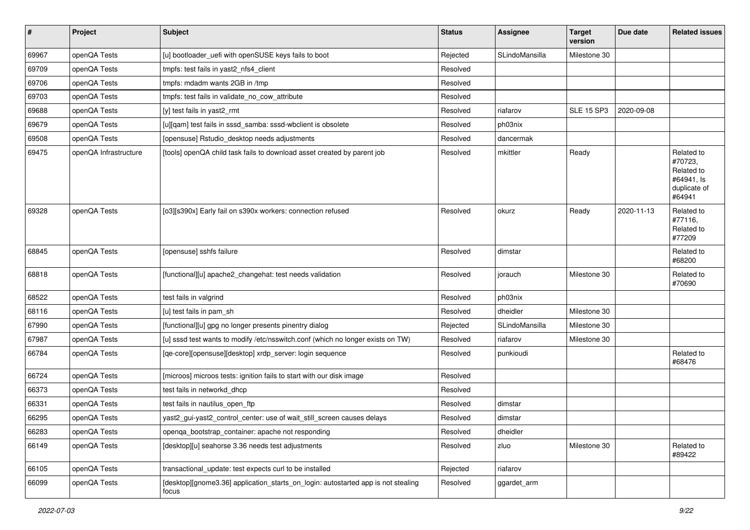| # | Project | Subject | Status | Assignee | Target version | Due date | Related issues |
|---|---|---|---|---|---|---|---|
| 69967 | openQA Tests | [u] bootloader_uefi with openSUSE keys fails to boot | Rejected | SLindoMansilla | Milestone 30 | | |
| 69709 | openQA Tests | tmpfs: test fails in yast2_nfs4_client | Resolved | | | | |
| 69706 | openQA Tests | tmpfs: mdadm wants 2GB in /tmp | Resolved | | | | |
| 69703 | openQA Tests | tmpfs: test fails in validate_no_cow_attribute | Resolved | | | | |
| 69688 | openQA Tests | [y] test fails in yast2_rmt | Resolved | riafarov | SLE 15 SP3 | 2020-09-08 | |
| 69679 | openQA Tests | [u][qam] test fails in sssd_samba: sssd-wbclient is obsolete | Resolved | ph03nix | | | |
| 69508 | openQA Tests | [opensuse] Rstudio_desktop needs adjustments | Resolved | dancermak | | | |
| 69475 | openQA Infrastructure | [tools] openQA child task fails to download asset created by parent job | Resolved | mkittler | Ready | | Related to #70723, Related to #64941, Is duplicate of #64941 |
| 69328 | openQA Tests | [o3][s390x] Early fail on s390x workers: connection refused | Resolved | okurz | Ready | 2020-11-13 | Related to #77116, Related to #77209 |
| 68845 | openQA Tests | [opensuse] sshfs failure | Resolved | dimstar | | | Related to #68200 |
| 68818 | openQA Tests | [functional][u] apache2_changehat: test needs validation | Resolved | jorauch | Milestone 30 | | Related to #70690 |
| 68522 | openQA Tests | test fails in valgrind | Resolved | ph03nix | | | |
| 68116 | openQA Tests | [u] test fails in pam_sh | Resolved | dheidler | Milestone 30 | | |
| 67990 | openQA Tests | [functional][u] gpg no longer presents pinentry dialog | Rejected | SLindoMansilla | Milestone 30 | | |
| 67987 | openQA Tests | [u] sssd test wants to modify /etc/nsswitch.conf (which no longer exists on TW) | Resolved | riafarov | Milestone 30 | | |
| 66784 | openQA Tests | [qe-core][opensuse][desktop] xrdp_server: login sequence | Resolved | punkioudi | | | Related to #68476 |
| 66724 | openQA Tests | [microos] microos tests: ignition fails to start with our disk image | Resolved | | | | |
| 66373 | openQA Tests | test fails in networkd_dhcp | Resolved | | | | |
| 66331 | openQA Tests | test fails in nautilus_open_ftp | Resolved | dimstar | | | |
| 66295 | openQA Tests | yast2_gui-yast2_control_center: use of wait_still_screen causes delays | Resolved | dimstar | | | |
| 66283 | openQA Tests | openqa_bootstrap_container: apache not responding | Resolved | dheidler | | | |
| 66149 | openQA Tests | [desktop][u] seahorse 3.36 needs test adjustments | Resolved | zluo | Milestone 30 | | Related to #89422 |
| 66105 | openQA Tests | transactional_update: test expects curl to be installed | Rejected | riafarov | | | |
| 66099 | openQA Tests | [desktop][gnome3.36] application_starts_on_login: autostarted app is not stealing focus | Resolved | ggardet_arm | | | |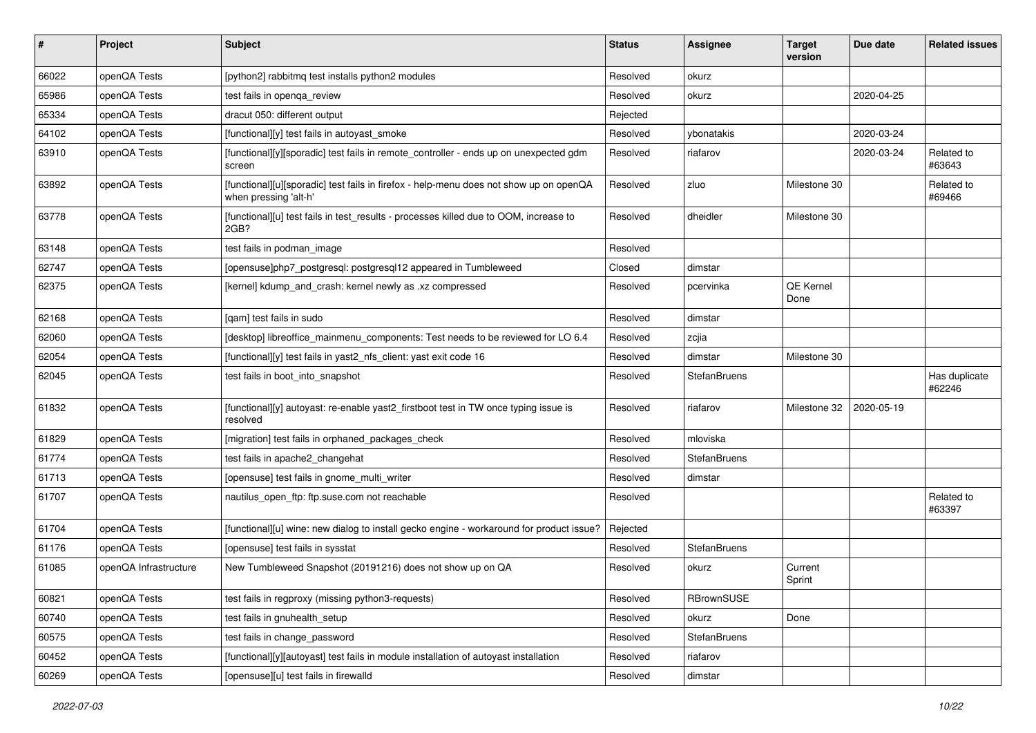| # | Project | Subject | Status | Assignee | Target version | Due date | Related issues |
|---|---|---|---|---|---|---|---|
| 66022 | openQA Tests | [python2] rabbitmq test installs python2 modules | Resolved | okurz | | | |
| 65986 | openQA Tests | test fails in openqa_review | Resolved | okurz | | 2020-04-25 | |
| 65334 | openQA Tests | dracut 050: different output | Rejected | | | | |
| 64102 | openQA Tests | [functional][y] test fails in autoyast_smoke | Resolved | ybonatakis | | 2020-03-24 | |
| 63910 | openQA Tests | [functional][y][sporadic] test fails in remote_controller - ends up on unexpected gdm screen | Resolved | riafarov | | 2020-03-24 | Related to #63643 |
| 63892 | openQA Tests | [functional][u][sporadic] test fails in firefox - help-menu does not show up on openQA when pressing 'alt-h' | Resolved | zluo | Milestone 30 | | Related to #69466 |
| 63778 | openQA Tests | [functional][u] test fails in test_results - processes killed due to OOM, increase to 2GB? | Resolved | dheidler | Milestone 30 | | |
| 63148 | openQA Tests | test fails in podman_image | Resolved | | | | |
| 62747 | openQA Tests | [opensuse]php7_postgresql: postgresql12 appeared in Tumbleweed | Closed | dimstar | | | |
| 62375 | openQA Tests | [kernel] kdump_and_crash: kernel newly as .xz compressed | Resolved | pcervinka | QE Kernel Done | | |
| 62168 | openQA Tests | [qam] test fails in sudo | Resolved | dimstar | | | |
| 62060 | openQA Tests | [desktop] libreoffice_mainmenu_components: Test needs to be reviewed for LO 6.4 | Resolved | zcjia | | | |
| 62054 | openQA Tests | [functional][y] test fails in yast2_nfs_client: yast exit code 16 | Resolved | dimstar | Milestone 30 | | |
| 62045 | openQA Tests | test fails in boot_into_snapshot | Resolved | StefanBruens | | | Has duplicate #62246 |
| 61832 | openQA Tests | [functional][y] autoyast: re-enable yast2_firstboot test in TW once typing issue is resolved | Resolved | riafarov | Milestone 32 | 2020-05-19 | |
| 61829 | openQA Tests | [migration] test fails in orphaned_packages_check | Resolved | mloviska | | | |
| 61774 | openQA Tests | test fails in apache2_changehat | Resolved | StefanBruens | | | |
| 61713 | openQA Tests | [opensuse] test fails in gnome_multi_writer | Resolved | dimstar | | | |
| 61707 | openQA Tests | nautilus_open_ftp: ftp.suse.com not reachable | Resolved | | | | Related to #63397 |
| 61704 | openQA Tests | [functional][u] wine: new dialog to install gecko engine - workaround for product issue? | Rejected | | | | |
| 61176 | openQA Tests | [opensuse] test fails in sysstat | Resolved | StefanBruens | | | |
| 61085 | openQA Infrastructure | New Tumbleweed Snapshot (20191216) does not show up on QA | Resolved | okurz | Current Sprint | | |
| 60821 | openQA Tests | test fails in regproxy (missing python3-requests) | Resolved | RBrownSUSE | | | |
| 60740 | openQA Tests | test fails in gnuhealth_setup | Resolved | okurz | Done | | |
| 60575 | openQA Tests | test fails in change_password | Resolved | StefanBruens | | | |
| 60452 | openQA Tests | [functional][y][autoyast] test fails in module installation of autoyast installation | Resolved | riafarov | | | |
| 60269 | openQA Tests | [opensuse][u] test fails in firewalld | Resolved | dimstar | | | |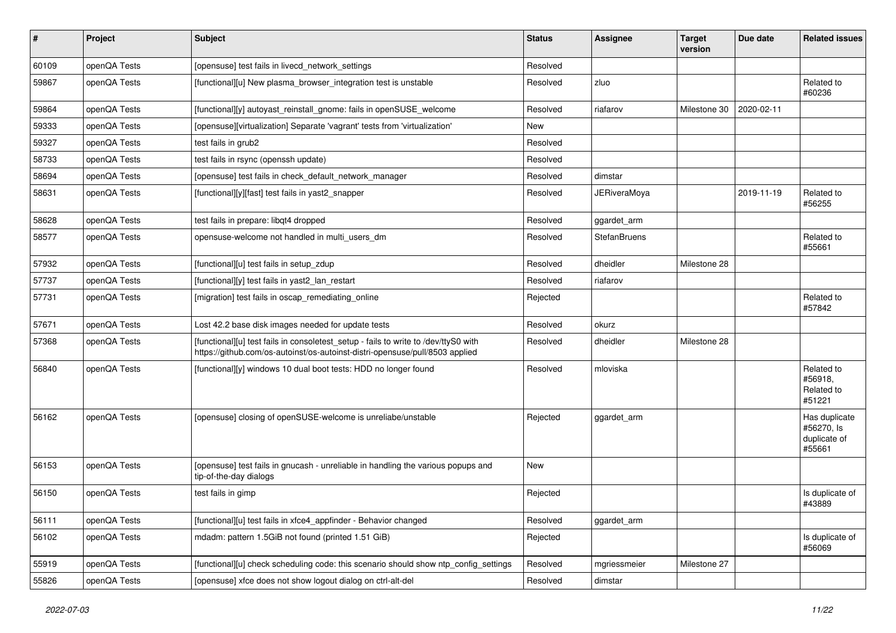| # | Project | Subject | Status | Assignee | Target version | Due date | Related issues |
|---|---|---|---|---|---|---|---|
| 60109 | openQA Tests | [opensuse] test fails in livecd_network_settings | Resolved | | | | |
| 59867 | openQA Tests | [functional][u] New plasma_browser_integration test is unstable | Resolved | zluo | | | Related to #60236 |
| 59864 | openQA Tests | [functional][y] autoyast_reinstall_gnome: fails in openSUSE_welcome | Resolved | riafarov | Milestone 30 | 2020-02-11 | |
| 59333 | openQA Tests | [opensuse][virtualization] Separate 'vagrant' tests from 'virtualization' | New | | | | |
| 59327 | openQA Tests | test fails in grub2 | Resolved | | | | |
| 58733 | openQA Tests | test fails in rsync (openssh update) | Resolved | | | | |
| 58694 | openQA Tests | [opensuse] test fails in check_default_network_manager | Resolved | dimstar | | | |
| 58631 | openQA Tests | [functional][y][fast] test fails in yast2_snapper | Resolved | JERiveraMoya | | 2019-11-19 | Related to #56255 |
| 58628 | openQA Tests | test fails in prepare: libqt4 dropped | Resolved | ggardet_arm | | | |
| 58577 | openQA Tests | opensuse-welcome not handled in multi_users_dm | Resolved | StefanBruens | | | Related to #55661 |
| 57932 | openQA Tests | [functional][u] test fails in setup_zdup | Resolved | dheidler | Milestone 28 | | |
| 57737 | openQA Tests | [functional][y] test fails in yast2_lan_restart | Resolved | riafarov | | | |
| 57731 | openQA Tests | [migration] test fails in oscap_remediating_online | Rejected | | | | Related to #57842 |
| 57671 | openQA Tests | Lost 42.2 base disk images needed for update tests | Resolved | okurz | | | |
| 57368 | openQA Tests | [functional][u] test fails in consoletest_setup - fails to write to /dev/ttyS0 with https://github.com/os-autoinst/os-autoinst-distri-opensuse/pull/8503 applied | Resolved | dheidler | Milestone 28 | | |
| 56840 | openQA Tests | [functional][y] windows 10 dual boot tests: HDD no longer found | Resolved | mloviska | | | Related to #56918, Related to #51221 |
| 56162 | openQA Tests | [opensuse] closing of openSUSE-welcome is unreliabe/unstable | Rejected | ggardet_arm | | | Has duplicate #56270, Is duplicate of #55661 |
| 56153 | openQA Tests | [opensuse] test fails in gnucash - unreliable in handling the various popups and tip-of-the-day dialogs | New | | | | |
| 56150 | openQA Tests | test fails in gimp | Rejected | | | | Is duplicate of #43889 |
| 56111 | openQA Tests | [functional][u] test fails in xfce4_appfinder - Behavior changed | Resolved | ggardet_arm | | | |
| 56102 | openQA Tests | mdadm: pattern 1.5GiB not found (printed 1.51 GiB) | Rejected | | | | Is duplicate of #56069 |
| 55919 | openQA Tests | [functional][u] check scheduling code: this scenario should show ntp_config_settings | Resolved | mgriessmeier | Milestone 27 | | |
| 55826 | openQA Tests | [opensuse] xfce does not show logout dialog on ctrl-alt-del | Resolved | dimstar | | | |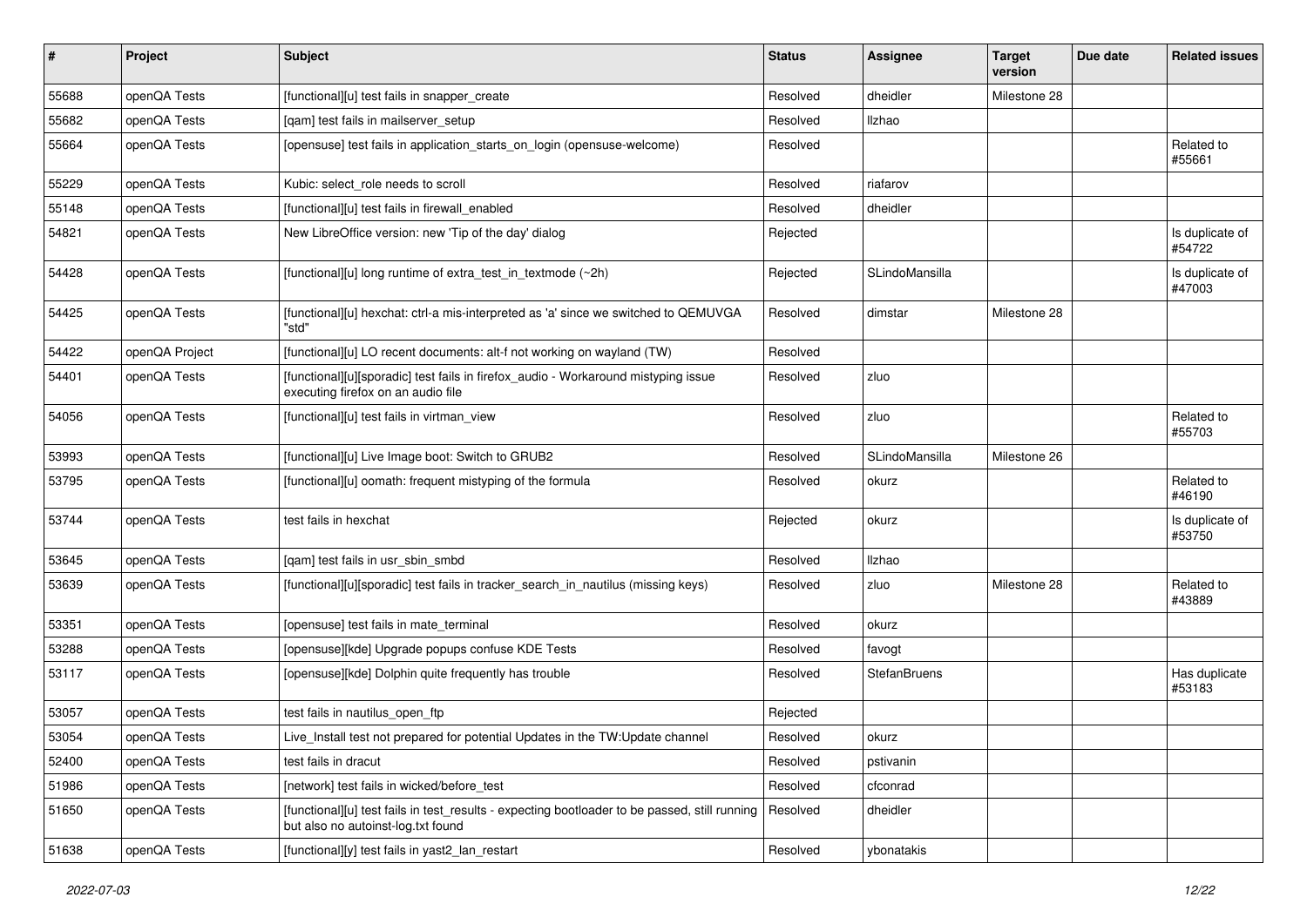| # | Project | Subject | Status | Assignee | Target version | Due date | Related issues |
|---|---|---|---|---|---|---|---|
| 55688 | openQA Tests | [functional][u] test fails in snapper_create | Resolved | dheidler | Milestone 28 | | |
| 55682 | openQA Tests | [qam] test fails in mailserver_setup | Resolved | llzhao | | | |
| 55664 | openQA Tests | [opensuse] test fails in application_starts_on_login (opensuse-welcome) | Resolved | | | | Related to #55661 |
| 55229 | openQA Tests | Kubic: select_role needs to scroll | Resolved | riafarov | | | |
| 55148 | openQA Tests | [functional][u] test fails in firewall_enabled | Resolved | dheidler | | | |
| 54821 | openQA Tests | New LibreOffice version: new 'Tip of the day' dialog | Rejected | | | | Is duplicate of #54722 |
| 54428 | openQA Tests | [functional][u] long runtime of extra_test_in_textmode (~2h) | Rejected | SLindoMansilla | | | Is duplicate of #47003 |
| 54425 | openQA Tests | [functional][u] hexchat: ctrl-a mis-interpreted as 'a' since we switched to QEMUVGA "std" | Resolved | dimstar | Milestone 28 | | |
| 54422 | openQA Project | [functional][u] LO recent documents: alt-f not working on wayland (TW) | Resolved | | | | |
| 54401 | openQA Tests | [functional][u][sporadic] test fails in firefox_audio - Workaround mistyping issue executing firefox on an audio file | Resolved | zluo | | | |
| 54056 | openQA Tests | [functional][u] test fails in virtman_view | Resolved | zluo | | | Related to #55703 |
| 53993 | openQA Tests | [functional][u] Live Image boot: Switch to GRUB2 | Resolved | SLindoMansilla | Milestone 26 | | |
| 53795 | openQA Tests | [functional][u] oomath: frequent mistyping of the formula | Resolved | okurz | | | Related to #46190 |
| 53744 | openQA Tests | test fails in hexchat | Rejected | okurz | | | Is duplicate of #53750 |
| 53645 | openQA Tests | [qam] test fails in usr_sbin_smbd | Resolved | llzhao | | | |
| 53639 | openQA Tests | [functional][u][sporadic] test fails in tracker_search_in_nautilus (missing keys) | Resolved | zluo | Milestone 28 | | Related to #43889 |
| 53351 | openQA Tests | [opensuse] test fails in mate_terminal | Resolved | okurz | | | |
| 53288 | openQA Tests | [opensuse][kde] Upgrade popups confuse KDE Tests | Resolved | favogt | | | |
| 53117 | openQA Tests | [opensuse][kde] Dolphin quite frequently has trouble | Resolved | StefanBruens | | | Has duplicate #53183 |
| 53057 | openQA Tests | test fails in nautilus_open_ftp | Rejected | | | | |
| 53054 | openQA Tests | Live_Install test not prepared for potential Updates in the TW:Update channel | Resolved | okurz | | | |
| 52400 | openQA Tests | test fails in dracut | Resolved | pstivanin | | | |
| 51986 | openQA Tests | [network] test fails in wicked/before_test | Resolved | cfconrad | | | |
| 51650 | openQA Tests | [functional][u] test fails in test_results - expecting bootloader to be passed, still running but also no autoinst-log.txt found | Resolved | dheidler | | | |
| 51638 | openQA Tests | [functional][y] test fails in yast2_lan_restart | Resolved | ybonatakis | | | |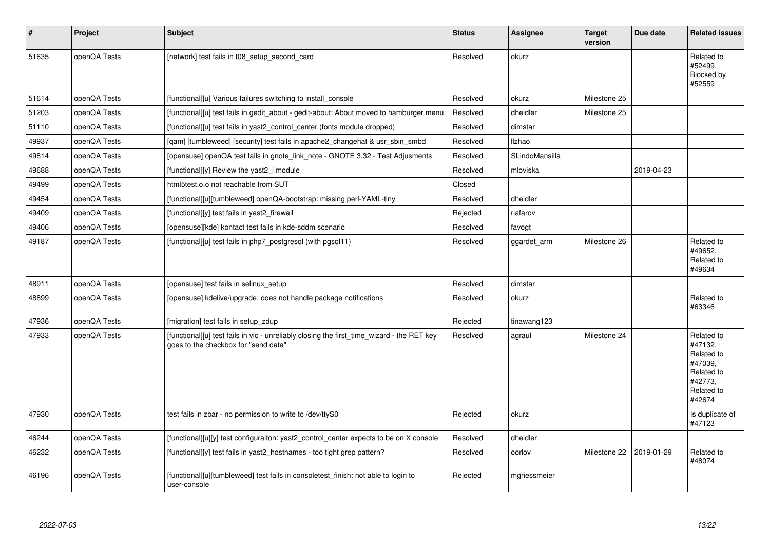| # | Project | Subject | Status | Assignee | Target version | Due date | Related issues |
|---|---|---|---|---|---|---|---|
| 51635 | openQA Tests | [network] test fails in t08_setup_second_card | Resolved | okurz | | | Related to #52499, Blocked by #52559 |
| 51614 | openQA Tests | [functional][u] Various failures switching to install_console | Resolved | okurz | Milestone 25 | | |
| 51203 | openQA Tests | [functional][u] test fails in gedit_about - gedit-about: About moved to hamburger menu | Resolved | dheidler | Milestone 25 | | |
| 51110 | openQA Tests | [functional][u] test fails in yast2_control_center (fonts module dropped) | Resolved | dimstar | | | |
| 49937 | openQA Tests | [qam] [tumbleweed] [security] test fails in apache2_changehat & usr_sbin_smbd | Resolved | llzhao | | | |
| 49814 | openQA Tests | [opensuse] openQA test fails in gnote_link_note - GNOTE 3.32 - Test Adjusments | Resolved | SLindoMansilla | | | |
| 49688 | openQA Tests | [functional][y] Review the yast2_i module | Resolved | mloviska | | 2019-04-23 | |
| 49499 | openQA Tests | html5test.o.o not reachable from SUT | Closed | | | | |
| 49454 | openQA Tests | [functional][u][tumbleweed] openQA-bootstrap: missing perl-YAML-tiny | Resolved | dheidler | | | |
| 49409 | openQA Tests | [functional][y] test fails in yast2_firewall | Rejected | riafarov | | | |
| 49406 | openQA Tests | [opensuse][kde] kontact test fails in kde-sddm scenario | Resolved | favogt | | | |
| 49187 | openQA Tests | [functional][u] test fails in php7_postgresql (with pgsql11) | Resolved | ggardet_arm | Milestone 26 | | Related to #49652, Related to #49634 |
| 48911 | openQA Tests | [opensuse] test fails in selinux_setup | Resolved | dimstar | | | |
| 48899 | openQA Tests | [opensuse] kdelive/upgrade: does not handle package notifications | Resolved | okurz | | | Related to #63346 |
| 47936 | openQA Tests | [migration] test fails in setup_zdup | Rejected | tinawang123 | | | |
| 47933 | openQA Tests | [functional][u] test fails in vlc - unreliably closing the first_time_wizard - the RET key goes to the checkbox for "send data" | Resolved | agraul | Milestone 24 | | Related to #47132, Related to #47039, Related to #42773, Related to #42674 |
| 47930 | openQA Tests | test fails in zbar - no permission to write to /dev/ttyS0 | Rejected | okurz | | | Is duplicate of #47123 |
| 46244 | openQA Tests | [functional][u][y] test configuraiton: yast2_control_center expects to be on X console | Resolved | dheidler | | | |
| 46232 | openQA Tests | [functional][y] test fails in yast2_hostnames - too tight grep pattern? | Resolved | oorlov | Milestone 22 | 2019-01-29 | Related to #48074 |
| 46196 | openQA Tests | [functional][u][tumbleweed] test fails in consoletest_finish: not able to login to user-console | Rejected | mgriessmeier | | | |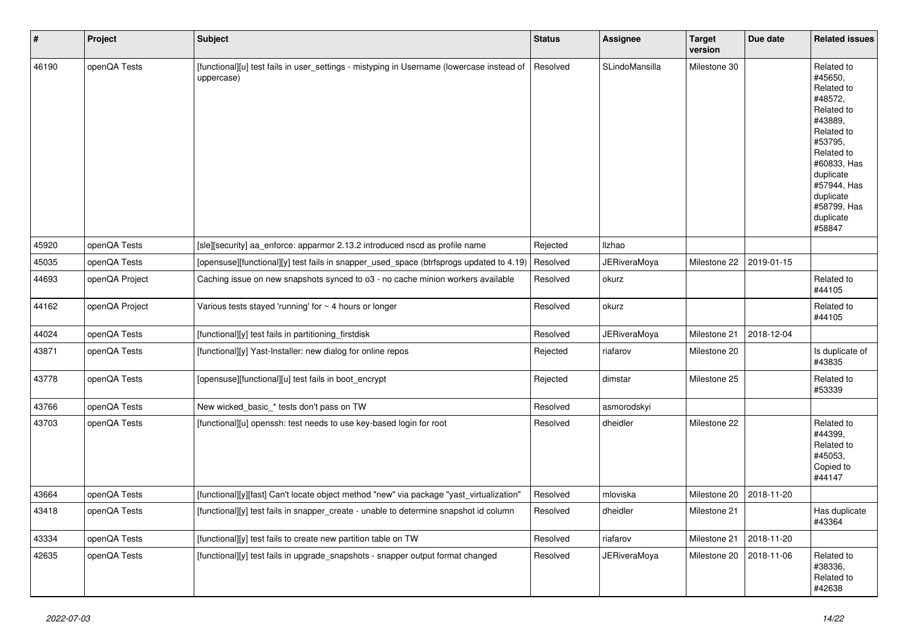| # | Project | Subject | Status | Assignee | Target version | Due date | Related issues |
|---|---|---|---|---|---|---|---|
| 46190 | openQA Tests | [functional][u] test fails in user_settings - mistyping in Username (lowercase instead of uppercase) | Resolved | SLindoMansilla | Milestone 30 | | Related to #45650, Related to #48572, Related to #43889, Related to #53795, Related to #60833, Has duplicate #57944, Has duplicate #58799, Has duplicate #58847 |
| 45920 | openQA Tests | [sle][security] aa_enforce: apparmor 2.13.2 introduced nscd as profile name | Rejected | llzhao | | | |
| 45035 | openQA Tests | [opensuse][functional][y] test fails in snapper_used_space (btrfsprogs updated to 4.19) | Resolved | JERiveraMoya | Milestone 22 | 2019-01-15 | |
| 44693 | openQA Project | Caching issue on new snapshots synced to o3 - no cache minion workers available | Resolved | okurz | | | Related to #44105 |
| 44162 | openQA Project | Various tests stayed 'running' for ~ 4 hours or longer | Resolved | okurz | | | Related to #44105 |
| 44024 | openQA Tests | [functional][y] test fails in partitioning_firstdisk | Resolved | JERiveraMoya | Milestone 21 | 2018-12-04 | |
| 43871 | openQA Tests | [functional][y] Yast-Installer: new dialog for online repos | Rejected | riafarov | Milestone 20 | | Is duplicate of #43835 |
| 43778 | openQA Tests | [opensuse][functional][u] test fails in boot_encrypt | Rejected | dimstar | Milestone 25 | | Related to #53339 |
| 43766 | openQA Tests | New wicked_basic_* tests don't pass on TW | Resolved | asmorodskyi | | | |
| 43703 | openQA Tests | [functional][u] openssh: test needs to use key-based login for root | Resolved | dheidler | Milestone 22 | | Related to #44399, Related to #45053, Copied to #44147 |
| 43664 | openQA Tests | [functional][y][fast] Can't locate object method "new" via package "yast_virtualization" | Resolved | mloviska | Milestone 20 | 2018-11-20 | |
| 43418 | openQA Tests | [functional][y] test fails in snapper_create - unable to determine snapshot id column | Resolved | dheidler | Milestone 21 | | Has duplicate #43364 |
| 43334 | openQA Tests | [functional][y] test fails to create new partition table on TW | Resolved | riafarov | Milestone 21 | 2018-11-20 | |
| 42635 | openQA Tests | [functional][y] test fails in upgrade_snapshots - snapper output format changed | Resolved | JERiveraMoya | Milestone 20 | 2018-11-06 | Related to #38336, Related to #42638 |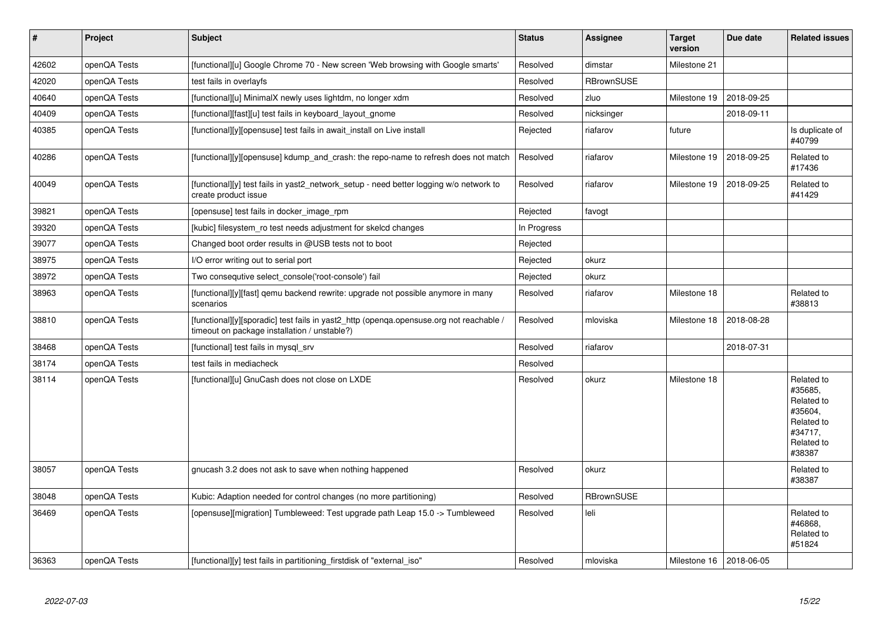| # | Project | Subject | Status | Assignee | Target version | Due date | Related issues |
|---|---|---|---|---|---|---|---|
| 42602 | openQA Tests | [functional][u] Google Chrome 70 - New screen 'Web browsing with Google smarts' | Resolved | dimstar | Milestone 21 | | |
| 42020 | openQA Tests | test fails in overlayfs | Resolved | RBrownSUSE | | | |
| 40640 | openQA Tests | [functional][u] MinimalX newly uses lightdm, no longer xdm | Resolved | zluo | Milestone 19 | 2018-09-25 | |
| 40409 | openQA Tests | [functional][fast][u] test fails in keyboard_layout_gnome | Resolved | nicksinger | | 2018-09-11 | |
| 40385 | openQA Tests | [functional][y][opensuse] test fails in await_install on Live install | Rejected | riafarov | future | | Is duplicate of #40799 |
| 40286 | openQA Tests | [functional][y][opensuse] kdump_and_crash: the repo-name to refresh does not match | Resolved | riafarov | Milestone 19 | 2018-09-25 | Related to #17436 |
| 40049 | openQA Tests | [functional][y] test fails in yast2_network_setup - need better logging w/o network to create product issue | Resolved | riafarov | Milestone 19 | 2018-09-25 | Related to #41429 |
| 39821 | openQA Tests | [opensuse] test fails in docker_image_rpm | Rejected | favogt | | | |
| 39320 | openQA Tests | [kubic] filesystem_ro test needs adjustment for skelcd changes | In Progress | | | | |
| 39077 | openQA Tests | Changed boot order results in @USB tests not to boot | Rejected | | | | |
| 38975 | openQA Tests | I/O error writing out to serial port | Rejected | okurz | | | |
| 38972 | openQA Tests | Two consequtive select_console('root-console') fail | Rejected | okurz | | | |
| 38963 | openQA Tests | [functional][y][fast] qemu backend rewrite: upgrade not possible anymore in many scenarios | Resolved | riafarov | Milestone 18 | | Related to #38813 |
| 38810 | openQA Tests | [functional][y][sporadic] test fails in yast2_http (openqa.opensuse.org not reachable / timeout on package installation / unstable?) | Resolved | mloviska | Milestone 18 | 2018-08-28 | |
| 38468 | openQA Tests | [functional] test fails in mysql_srv | Resolved | riafarov | | 2018-07-31 | |
| 38174 | openQA Tests | test fails in mediacheck | Resolved | | | | |
| 38114 | openQA Tests | [functional][u] GnuCash does not close on LXDE | Resolved | okurz | Milestone 18 | | Related to #35685, Related to #35604, Related to #34717, Related to #38387 |
| 38057 | openQA Tests | gnucash 3.2 does not ask to save when nothing happened | Resolved | okurz | | | Related to #38387 |
| 38048 | openQA Tests | Kubic: Adaption needed for control changes (no more partitioning) | Resolved | RBrownSUSE | | | |
| 36469 | openQA Tests | [opensuse][migration] Tumbleweed: Test upgrade path Leap 15.0 -> Tumbleweed | Resolved | leli | | | Related to #46868, Related to #51824 |
| 36363 | openQA Tests | [functional][y] test fails in partitioning_firstdisk of "external_iso" | Resolved | mloviska | Milestone 16 | 2018-06-05 | |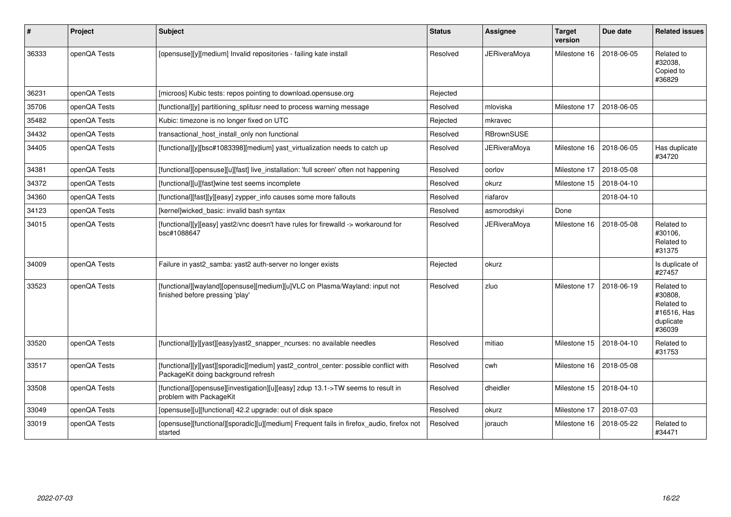| # | Project | Subject | Status | Assignee | Target version | Due date | Related issues |
|---|---|---|---|---|---|---|---|
| 36333 | openQA Tests | [opensuse][y][medium] Invalid repositories - failing kate install | Resolved | JERiveraMoya | Milestone 16 | 2018-06-05 | Related to #32038, Copied to #36829 |
| 36231 | openQA Tests | [microos] Kubic tests: repos pointing to download.opensuse.org | Rejected | | | | |
| 35706 | openQA Tests | [functional][y] partitioning_splitusr need to process warning message | Resolved | mloviska | Milestone 17 | 2018-06-05 | |
| 35482 | openQA Tests | Kubic: timezone is no longer fixed on UTC | Rejected | mkravec | | | |
| 34432 | openQA Tests | transactional_host_install_only non functional | Resolved | RBrownSUSE | | | |
| 34405 | openQA Tests | [functional][y][bsc#1083398][medium] yast_virtualization needs to catch up | Resolved | JERiveraMoya | Milestone 16 | 2018-06-05 | Has duplicate #34720 |
| 34381 | openQA Tests | [functional][opensuse][u][fast] live_installation: 'full screen' often not happening | Resolved | oorlov | Milestone 17 | 2018-05-08 | |
| 34372 | openQA Tests | [functional][u][fast]wine test seems incomplete | Resolved | okurz | Milestone 15 | 2018-04-10 | |
| 34360 | openQA Tests | [functional][fast][y][easy] zypper_info causes some more fallouts | Resolved | riafarov | | 2018-04-10 | |
| 34123 | openQA Tests | [kernel]wicked_basic: invalid bash syntax | Resolved | asmorodskyi | Done | | |
| 34015 | openQA Tests | [functional][y][easy] yast2/vnc doesn't have rules for firewalld -> workaround for bsc#1088647 | Resolved | JERiveraMoya | Milestone 16 | 2018-05-08 | Related to #30106, Related to #31375 |
| 34009 | openQA Tests | Failure in yast2_samba: yast2 auth-server no longer exists | Rejected | okurz | | | Is duplicate of #27457 |
| 33523 | openQA Tests | [functional][wayland][opensuse][medium][u]VLC on Plasma/Wayland: input not finished before pressing 'play' | Resolved | zluo | Milestone 17 | 2018-06-19 | Related to #30808, Related to #16516, Has duplicate #36039 |
| 33520 | openQA Tests | [functional][y][yast][easy]yast2_snapper_ncurses: no available needles | Resolved | mitiao | Milestone 15 | 2018-04-10 | Related to #31753 |
| 33517 | openQA Tests | [functional][y][yast][sporadic][medium] yast2_control_center: possible conflict with PackageKit doing background refresh | Resolved | cwh | Milestone 16 | 2018-05-08 | |
| 33508 | openQA Tests | [functional][opensuse][investigation][u][easy] zdup 13.1->TW seems to result in problem with PackageKit | Resolved | dheidler | Milestone 15 | 2018-04-10 | |
| 33049 | openQA Tests | [opensuse][u][functional] 42.2 upgrade: out of disk space | Resolved | okurz | Milestone 17 | 2018-07-03 | |
| 33019 | openQA Tests | [opensuse][functional][sporadic][u][medium] Frequent fails in firefox_audio, firefox not started | Resolved | jorauch | Milestone 16 | 2018-05-22 | Related to #34471 |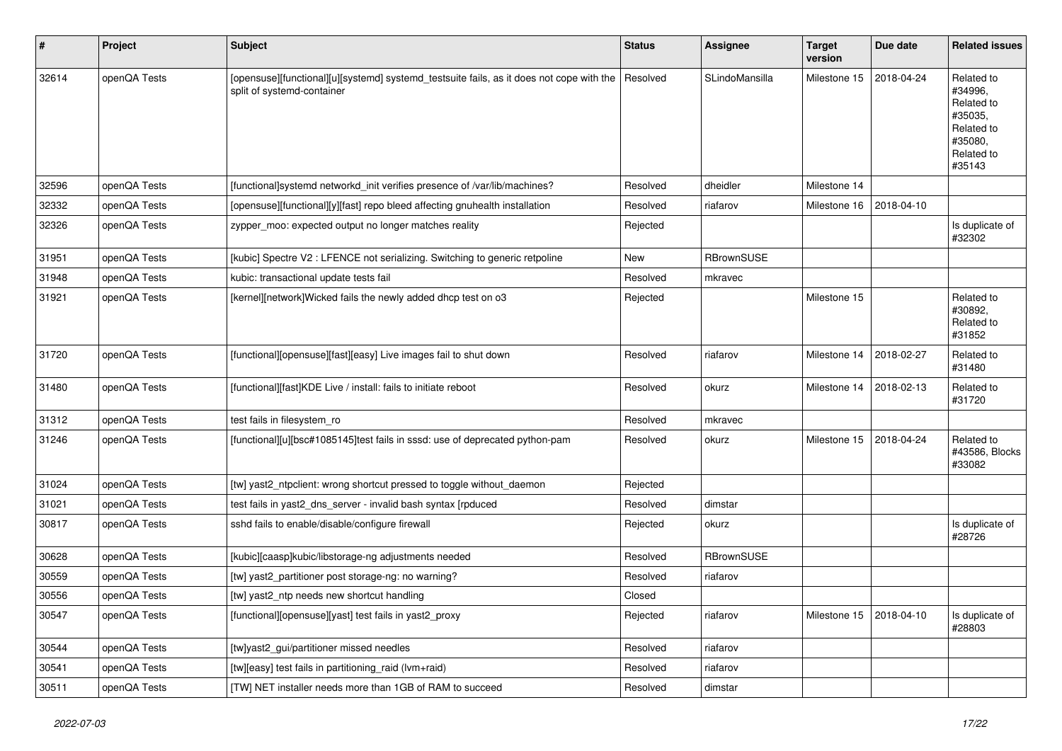| # | Project | Subject | Status | Assignee | Target version | Due date | Related issues |
|---|---|---|---|---|---|---|---|
| 32614 | openQA Tests | [opensuse][functional][u][systemd] systemd_testsuite fails, as it does not cope with the split of systemd-container | Resolved | SLindoMansilla | Milestone 15 | 2018-04-24 | Related to #34996, Related to #35035, Related to #35080, Related to #35143 |
| 32596 | openQA Tests | [functional]systemd networkd_init verifies presence of /var/lib/machines? | Resolved | dheidler | Milestone 14 | | |
| 32332 | openQA Tests | [opensuse][functional][y][fast] repo bleed affecting gnuhealth installation | Resolved | riafarov | Milestone 16 | 2018-04-10 | |
| 32326 | openQA Tests | zypper_moo: expected output no longer matches reality | Rejected | | | | Is duplicate of #32302 |
| 31951 | openQA Tests | [kubic] Spectre V2 : LFENCE not serializing. Switching to generic retpoline | New | RBrownSUSE | | | |
| 31948 | openQA Tests | kubic: transactional update tests fail | Resolved | mkravec | | | |
| 31921 | openQA Tests | [kernel][network]Wicked fails the newly added dhcp test on o3 | Rejected | | Milestone 15 | | Related to #30892, Related to #31852 |
| 31720 | openQA Tests | [functional][opensuse][fast][easy] Live images fail to shut down | Resolved | riafarov | Milestone 14 | 2018-02-27 | Related to #31480 |
| 31480 | openQA Tests | [functional][fast]KDE Live / install: fails to initiate reboot | Resolved | okurz | Milestone 14 | 2018-02-13 | Related to #31720 |
| 31312 | openQA Tests | test fails in filesystem_ro | Resolved | mkravec | | | |
| 31246 | openQA Tests | [functional][u][bsc#1085145]test fails in sssd: use of deprecated python-pam | Resolved | okurz | Milestone 15 | 2018-04-24 | Related to #43586, Blocks #33082 |
| 31024 | openQA Tests | [tw] yast2_ntpclient: wrong shortcut pressed to toggle without_daemon | Rejected | | | | |
| 31021 | openQA Tests | test fails in yast2_dns_server - invalid bash syntax [rpduced | Resolved | dimstar | | | |
| 30817 | openQA Tests | sshd fails to enable/disable/configure firewall | Rejected | okurz | | | Is duplicate of #28726 |
| 30628 | openQA Tests | [kubic][caasp]kubic/libstorage-ng adjustments needed | Resolved | RBrownSUSE | | | |
| 30559 | openQA Tests | [tw] yast2_partitioner post storage-ng: no warning? | Resolved | riafarov | | | |
| 30556 | openQA Tests | [tw] yast2_ntp needs new shortcut handling | Closed | | | | |
| 30547 | openQA Tests | [functional][opensuse][yast] test fails in yast2_proxy | Rejected | riafarov | Milestone 15 | 2018-04-10 | Is duplicate of #28803 |
| 30544 | openQA Tests | [tw]yast2_gui/partitioner missed needles | Resolved | riafarov | | | |
| 30541 | openQA Tests | [tw][easy] test fails in partitioning_raid (lvm+raid) | Resolved | riafarov | | | |
| 30511 | openQA Tests | [TW] NET installer needs more than 1GB of RAM to succeed | Resolved | dimstar | | | |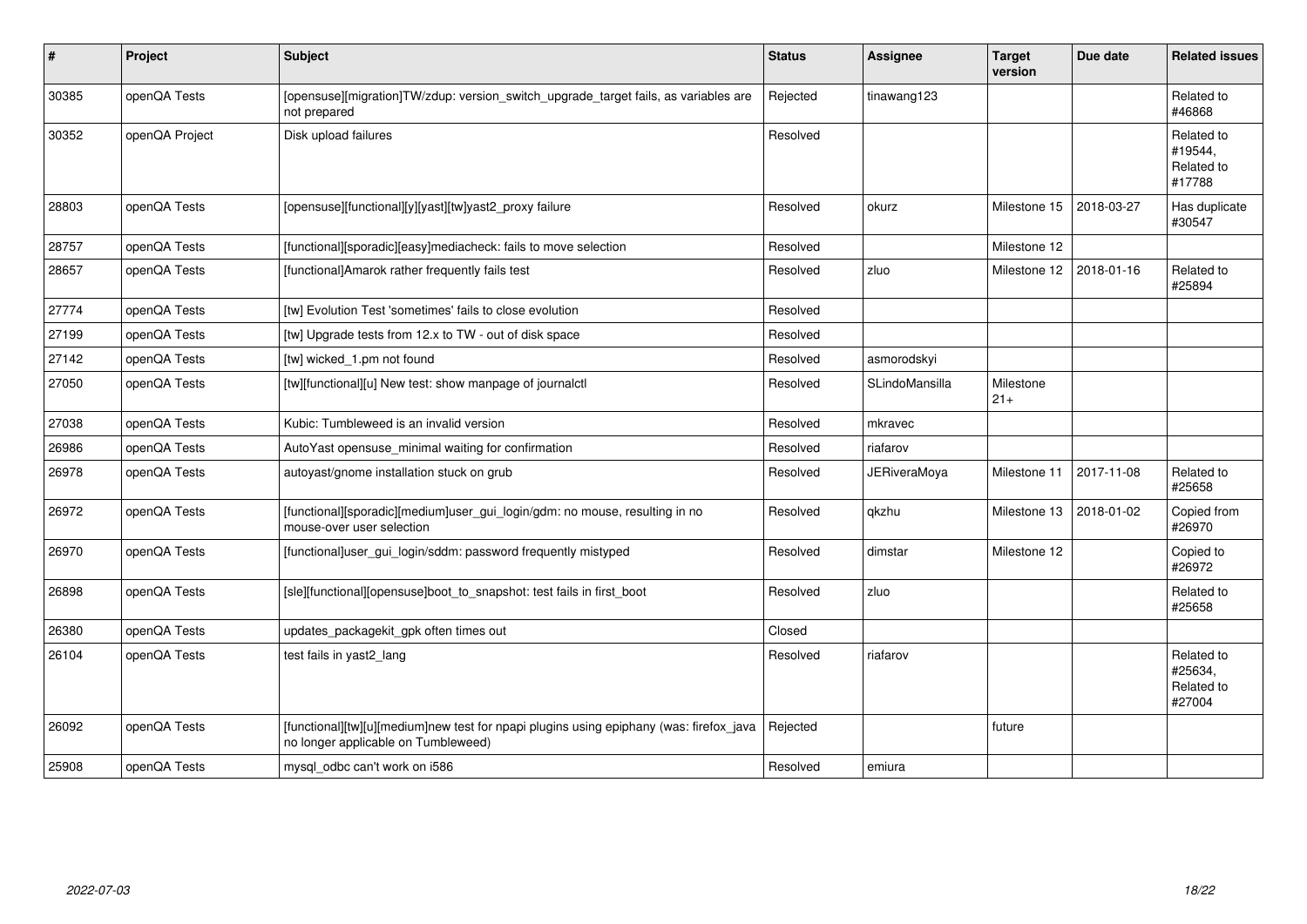| # | Project | Subject | Status | Assignee | Target version | Due date | Related issues |
|---|---|---|---|---|---|---|---|
| 30385 | openQA Tests | [opensuse][migration]TW/zdup: version_switch_upgrade_target fails, as variables are not prepared | Rejected | tinawang123 | | | Related to #46868 |
| 30352 | openQA Project | Disk upload failures | Resolved | | | | Related to #19544, Related to #17788 |
| 28803 | openQA Tests | [opensuse][functional][y][yast][tw]yast2_proxy failure | Resolved | okurz | Milestone 15 | 2018-03-27 | Has duplicate #30547 |
| 28757 | openQA Tests | [functional][sporadic][easy]mediacheck: fails to move selection | Resolved | | Milestone 12 | | |
| 28657 | openQA Tests | [functional]Amarok rather frequently fails test | Resolved | zluo | Milestone 12 | 2018-01-16 | Related to #25894 |
| 27774 | openQA Tests | [tw] Evolution Test 'sometimes' fails to close evolution | Resolved | | | | |
| 27199 | openQA Tests | [tw] Upgrade tests from 12.x to TW - out of disk space | Resolved | | | | |
| 27142 | openQA Tests | [tw] wicked_1.pm not found | Resolved | asmorodskyi | | | |
| 27050 | openQA Tests | [tw][functional][u] New test: show manpage of journalctl | Resolved | SLindoMansilla | Milestone 21+ | | |
| 27038 | openQA Tests | Kubic: Tumbleweed is an invalid version | Resolved | mkravec | | | |
| 26986 | openQA Tests | AutoYast opensuse_minimal waiting for confirmation | Resolved | riafarov | | | |
| 26978 | openQA Tests | autoyast/gnome installation stuck on grub | Resolved | JERiveraMoya | Milestone 11 | 2017-11-08 | Related to #25658 |
| 26972 | openQA Tests | [functional][sporadic][medium]user_gui_login/gdm: no mouse, resulting in no mouse-over user selection | Resolved | qkzhu | Milestone 13 | 2018-01-02 | Copied from #26970 |
| 26970 | openQA Tests | [functional]user_gui_login/sddm: password frequently mistyped | Resolved | dimstar | Milestone 12 | | Copied to #26972 |
| 26898 | openQA Tests | [sle][functional][opensuse]boot_to_snapshot: test fails in first_boot | Resolved | zluo | | | Related to #25658 |
| 26380 | openQA Tests | updates_packagekit_gpk often times out | Closed | | | | |
| 26104 | openQA Tests | test fails in yast2_lang | Resolved | riafarov | | | Related to #25634, Related to #27004 |
| 26092 | openQA Tests | [functional][tw][u][medium]new test for npapi plugins using epiphany (was: firefox_java no longer applicable on Tumbleweed) | Rejected | | future | | |
| 25908 | openQA Tests | mysql_odbc can't work on i586 | Resolved | emiura | | | |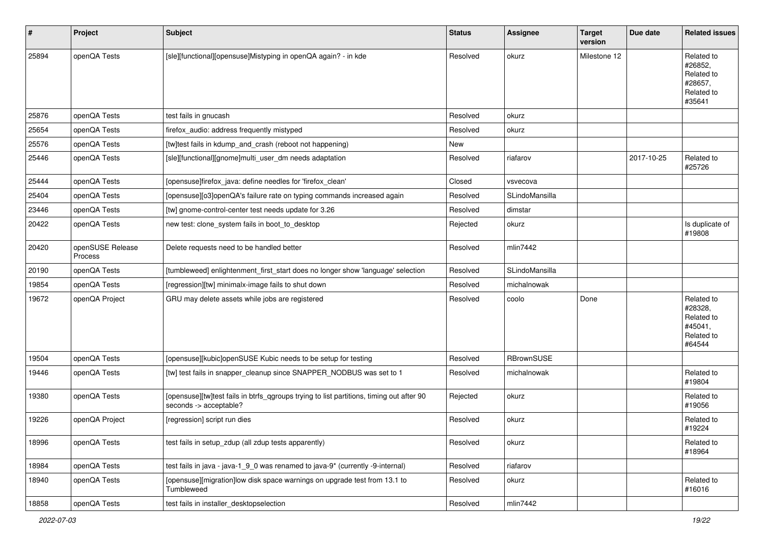| # | Project | Subject | Status | Assignee | Target version | Due date | Related issues |
|---|---|---|---|---|---|---|---|
| 25894 | openQA Tests | [sle][functional][opensuse]Mistyping in openQA again? - in kde | Resolved | okurz | Milestone 12 | | Related to #26852, Related to #28657, Related to #35641 |
| 25876 | openQA Tests | test fails in gnucash | Resolved | okurz | | | |
| 25654 | openQA Tests | firefox_audio: address frequently mistyped | Resolved | okurz | | | |
| 25576 | openQA Tests | [tw]test fails in kdump_and_crash (reboot not happening) | New | | | | |
| 25446 | openQA Tests | [sle][functional][gnome]multi_user_dm needs adaptation | Resolved | riafarov | | 2017-10-25 | Related to #25726 |
| 25444 | openQA Tests | [opensuse]firefox_java: define needles for 'firefox_clean' | Closed | vsvecova | | | |
| 25404 | openQA Tests | [opensuse][o3]openQA's failure rate on typing commands increased again | Resolved | SLindoMansilla | | | |
| 23446 | openQA Tests | [tw] gnome-control-center test needs update for 3.26 | Resolved | dimstar | | | |
| 20422 | openQA Tests | new test: clone_system fails in boot_to_desktop | Rejected | okurz | | | Is duplicate of #19808 |
| 20420 | openSUSE Release Process | Delete requests need to be handled better | Resolved | mlin7442 | | | |
| 20190 | openQA Tests | [tumbleweed] enlightenment_first_start does no longer show 'language' selection | Resolved | SLindoMansilla | | | |
| 19854 | openQA Tests | [regression][tw] minimalx-image fails to shut down | Resolved | michalnowak | | | |
| 19672 | openQA Project | GRU may delete assets while jobs are registered | Resolved | coolo | Done | | Related to #28328, Related to #45041, Related to #64544 |
| 19504 | openQA Tests | [opensuse][kubic]openSUSE Kubic needs to be setup for testing | Resolved | RBrownSUSE | | | |
| 19446 | openQA Tests | [tw] test fails in snapper_cleanup since SNAPPER_NODBUS was set to 1 | Resolved | michalnowak | | | Related to #19804 |
| 19380 | openQA Tests | [opensuse][tw]test fails in btrfs_qgroups trying to list partitions, timing out after 90 seconds -> acceptable? | Rejected | okurz | | | Related to #19056 |
| 19226 | openQA Project | [regression] script run dies | Resolved | okurz | | | Related to #19224 |
| 18996 | openQA Tests | test fails in setup_zdup (all zdup tests apparently) | Resolved | okurz | | | Related to #18964 |
| 18984 | openQA Tests | test fails in java - java-1_9_0 was renamed to java-9* (currently -9-internal) | Resolved | riafarov | | | |
| 18940 | openQA Tests | [opensuse][migration]low disk space warnings on upgrade test from 13.1 to Tumbleweed | Resolved | okurz | | | Related to #16016 |
| 18858 | openQA Tests | test fails in installer_desktopselection | Resolved | mlin7442 | | | |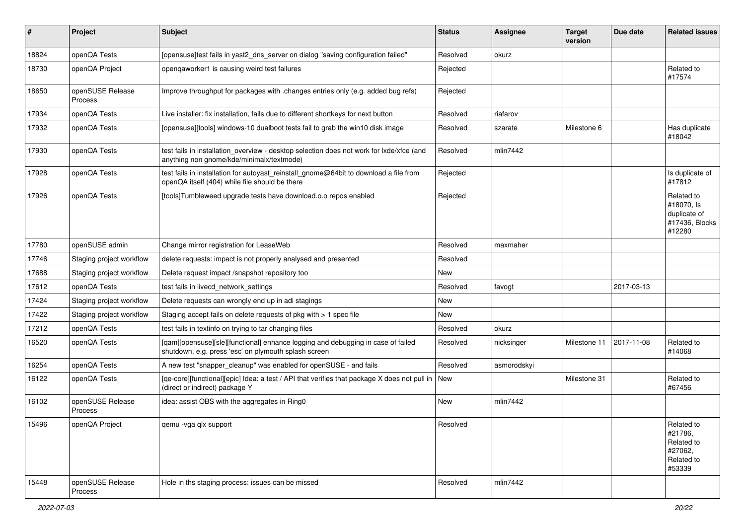| # | Project | Subject | Status | Assignee | Target version | Due date | Related issues |
|---|---|---|---|---|---|---|---|
| 18824 | openQA Tests | [opensuse]test fails in yast2_dns_server on dialog "saving configuration failed" | Resolved | okurz | | | |
| 18730 | openQA Project | openqaworker1 is causing weird test failures | Rejected | | | | Related to #17574 |
| 18650 | openSUSE Release Process | Improve throughput for packages with .changes entries only (e.g. added bug refs) | Rejected | | | | |
| 17934 | openQA Tests | Live installer: fix installation, fails due to different shortkeys for next button | Resolved | riafarov | | | |
| 17932 | openQA Tests | [opensuse][tools] windows-10 dualboot tests fail to grab the win10 disk image | Resolved | szarate | Milestone 6 | | Has duplicate #18042 |
| 17930 | openQA Tests | test fails in installation_overview - desktop selection does not work for lxde/xfce (and anything non gnome/kde/minimalx/textmode) | Resolved | mlin7442 | | | |
| 17928 | openQA Tests | test fails in installation for autoyast_reinstall_gnome@64bit to download a file from openQA itself (404) while file should be there | Rejected | | | | Is duplicate of #17812 |
| 17926 | openQA Tests | [tools]Tumbleweed upgrade tests have download.o.o repos enabled | Rejected | | | | Related to #18070, Is duplicate of #17436, Blocks #12280 |
| 17780 | openSUSE admin | Change mirror registration for LeaseWeb | Resolved | maxmaher | | | |
| 17746 | Staging project workflow | delete requests: impact is not properly analysed and presented | Resolved | | | | |
| 17688 | Staging project workflow | Delete request impact /snapshot repository too | New | | | | |
| 17612 | openQA Tests | test fails in livecd_network_settings | Resolved | favogt | | 2017-03-13 | |
| 17424 | Staging project workflow | Delete requests can wrongly end up in adi stagings | New | | | | |
| 17422 | Staging project workflow | Staging accept fails on delete requests of pkg with > 1 spec file | New | | | | |
| 17212 | openQA Tests | test fails in textinfo on trying to tar changing files | Resolved | okurz | | | |
| 16520 | openQA Tests | [qam][opensuse][sle][functional] enhance logging and debugging in case of failed shutdown, e.g. press 'esc' on plymouth splash screen | Resolved | nicksinger | Milestone 11 | 2017-11-08 | Related to #14068 |
| 16254 | openQA Tests | A new test "snapper_cleanup" was enabled for openSUSE - and fails | Resolved | asmorodskyi | | | |
| 16122 | openQA Tests | [qe-core][functional][epic] Idea: a test / API that verifies that package X does not pull in (direct or indirect) package Y | New | | Milestone 31 | | Related to #67456 |
| 16102 | openSUSE Release Process | idea: assist OBS with the aggregates in Ring0 | New | mlin7442 | | | |
| 15496 | openQA Project | qemu -vga qlx support | Resolved | | | | Related to #21786, Related to #27062, Related to #53339 |
| 15448 | openSUSE Release Process | Hole in ths staging process: issues can be missed | Resolved | mlin7442 | | | |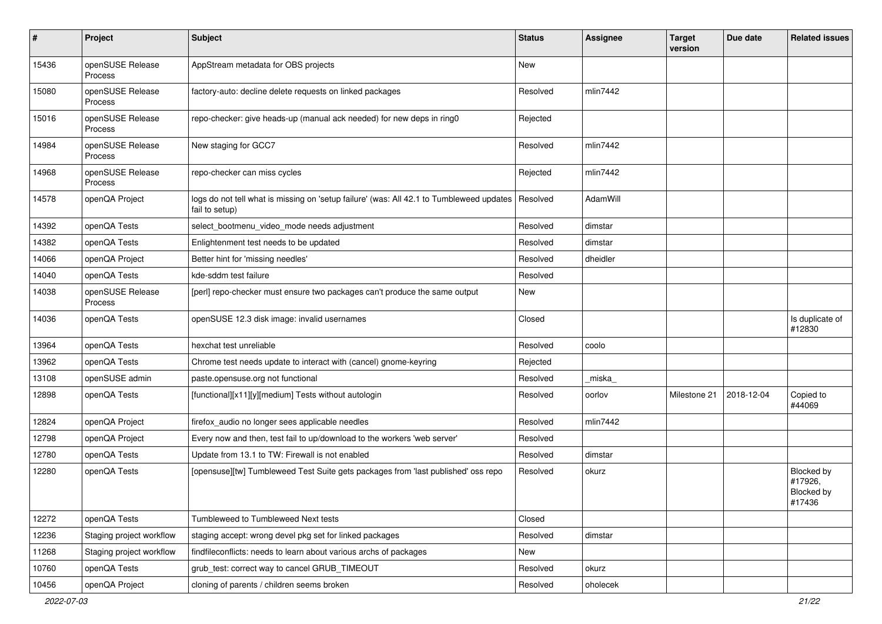| # | Project | Subject | Status | Assignee | Target version | Due date | Related issues |
|---|---|---|---|---|---|---|---|
| 15436 | openSUSE Release Process | AppStream metadata for OBS projects | New | | | | |
| 15080 | openSUSE Release Process | factory-auto: decline delete requests on linked packages | Resolved | mlin7442 | | | |
| 15016 | openSUSE Release Process | repo-checker: give heads-up (manual ack needed) for new deps in ring0 | Rejected | | | | |
| 14984 | openSUSE Release Process | New staging for GCC7 | Resolved | mlin7442 | | | |
| 14968 | openSUSE Release Process | repo-checker can miss cycles | Rejected | mlin7442 | | | |
| 14578 | openQA Project | logs do not tell what is missing on 'setup failure' (was: All 42.1 to Tumbleweed updates fail to setup) | Resolved | AdamWill | | | |
| 14392 | openQA Tests | select_bootmenu_video_mode needs adjustment | Resolved | dimstar | | | |
| 14382 | openQA Tests | Enlightenment test needs to be updated | Resolved | dimstar | | | |
| 14066 | openQA Project | Better hint for 'missing needles' | Resolved | dheidler | | | |
| 14040 | openQA Tests | kde-sddm test failure | Resolved | | | | |
| 14038 | openSUSE Release Process | [perl] repo-checker must ensure two packages can't produce the same output | New | | | | |
| 14036 | openQA Tests | openSUSE 12.3 disk image: invalid usernames | Closed | | | | Is duplicate of #12830 |
| 13964 | openQA Tests | hexchat test unreliable | Resolved | coolo | | | |
| 13962 | openQA Tests | Chrome test needs update to interact with (cancel) gnome-keyring | Rejected | | | | |
| 13108 | openSUSE admin | paste.opensuse.org not functional | Resolved | _miska_ | | | |
| 12898 | openQA Tests | [functional][x11][y][medium] Tests without autologin | Resolved | oorlov | Milestone 21 | 2018-12-04 | Copied to #44069 |
| 12824 | openQA Project | firefox_audio no longer sees applicable needles | Resolved | mlin7442 | | | |
| 12798 | openQA Project | Every now and then, test fail to up/download to the workers 'web server' | Resolved | | | | |
| 12780 | openQA Tests | Update from 13.1 to TW: Firewall is not enabled | Resolved | dimstar | | | |
| 12280 | openQA Tests | [opensuse][tw] Tumbleweed Test Suite gets packages from 'last published' oss repo | Resolved | okurz | | | Blocked by #17926, Blocked by #17436 |
| 12272 | openQA Tests | Tumbleweed to Tumbleweed Next tests | Closed | | | | |
| 12236 | Staging project workflow | staging accept: wrong devel pkg set for linked packages | Resolved | dimstar | | | |
| 11268 | Staging project workflow | findfileconflicts: needs to learn about various archs of packages | New | | | | |
| 10760 | openQA Tests | grub_test: correct way to cancel GRUB_TIMEOUT | Resolved | okurz | | | |
| 10456 | openQA Project | cloning of parents / children seems broken | Resolved | oholecek | | | |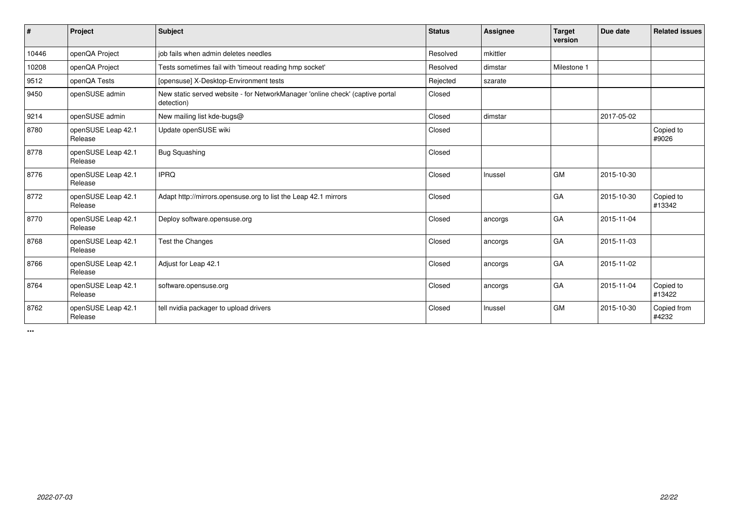| # | Project | Subject | Status | Assignee | Target version | Due date | Related issues |
|---|---|---|---|---|---|---|---|
| 10446 | openQA Project | job fails when admin deletes needles | Resolved | mkittler | | | |
| 10208 | openQA Project | Tests sometimes fail with 'timeout reading hmp socket' | Resolved | dimstar | Milestone 1 | | |
| 9512 | openQA Tests | [opensuse] X-Desktop-Environment tests | Rejected | szarate | | | |
| 9450 | openSUSE admin | New static served website - for NetworkManager 'online check' (captive portal detection) | Closed | | | | |
| 9214 | openSUSE admin | New mailing list kde-bugs@ | Closed | dimstar | | 2017-05-02 | |
| 8780 | openSUSE Leap 42.1 Release | Update openSUSE wiki | Closed | | | | Copied to #9026 |
| 8778 | openSUSE Leap 42.1 Release | Bug Squashing | Closed | | | | |
| 8776 | openSUSE Leap 42.1 Release | IPRQ | Closed | lnussel | GM | 2015-10-30 | |
| 8772 | openSUSE Leap 42.1 Release | Adapt http://mirrors.opensuse.org to list the Leap 42.1 mirrors | Closed | | GA | 2015-10-30 | Copied to #13342 |
| 8770 | openSUSE Leap 42.1 Release | Deploy software.opensuse.org | Closed | ancorgs | GA | 2015-11-04 | |
| 8768 | openSUSE Leap 42.1 Release | Test the Changes | Closed | ancorgs | GA | 2015-11-03 | |
| 8766 | openSUSE Leap 42.1 Release | Adjust for Leap 42.1 | Closed | ancorgs | GA | 2015-11-02 | |
| 8764 | openSUSE Leap 42.1 Release | software.opensuse.org | Closed | ancorgs | GA | 2015-11-04 | Copied to #13422 |
| 8762 | openSUSE Leap 42.1 Release | tell nvidia packager to upload drivers | Closed | lnussel | GM | 2015-10-30 | Copied from #4232 |

...